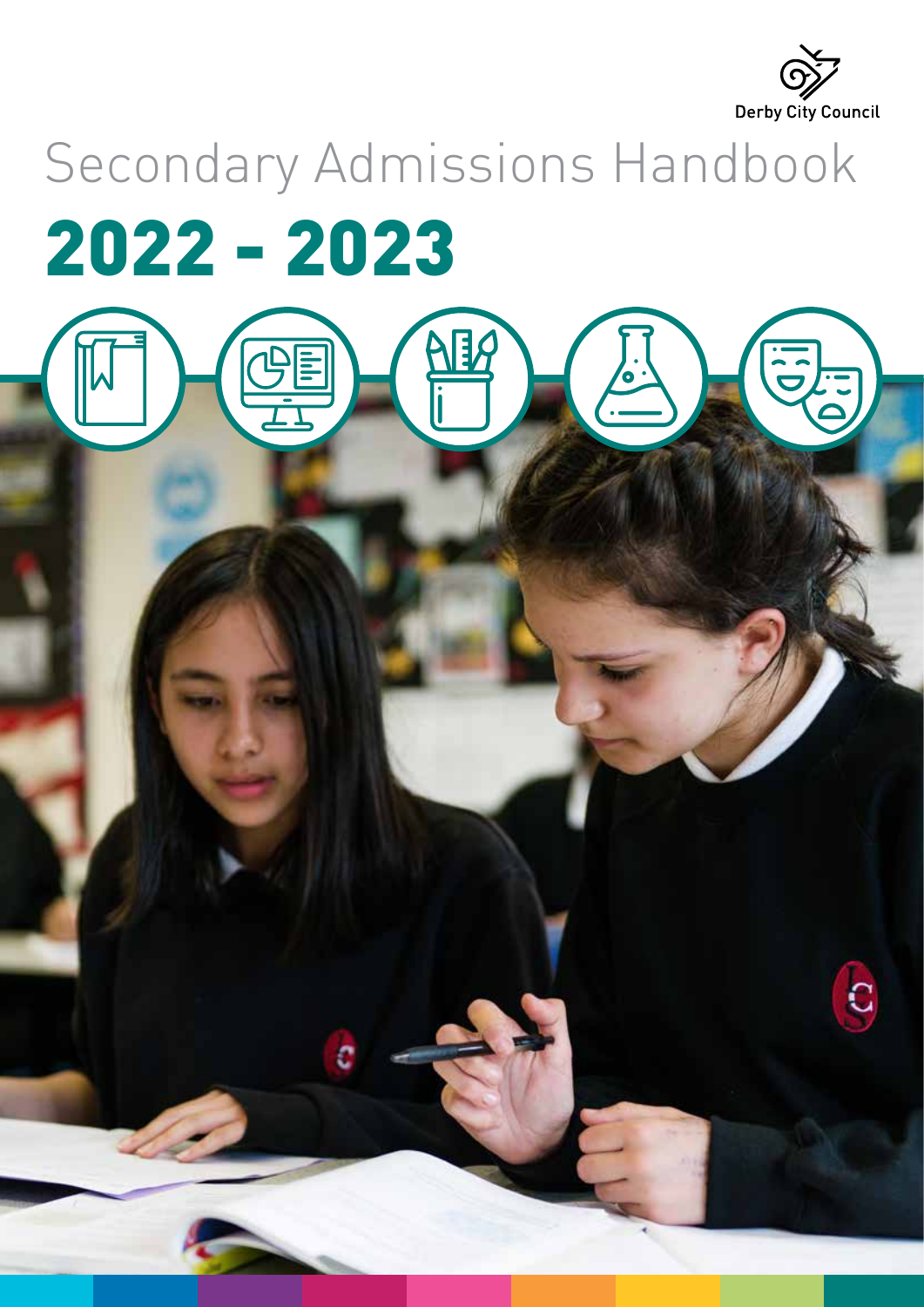Derby City Council

# Secondary Admissions Handbook

# 2022 - 2023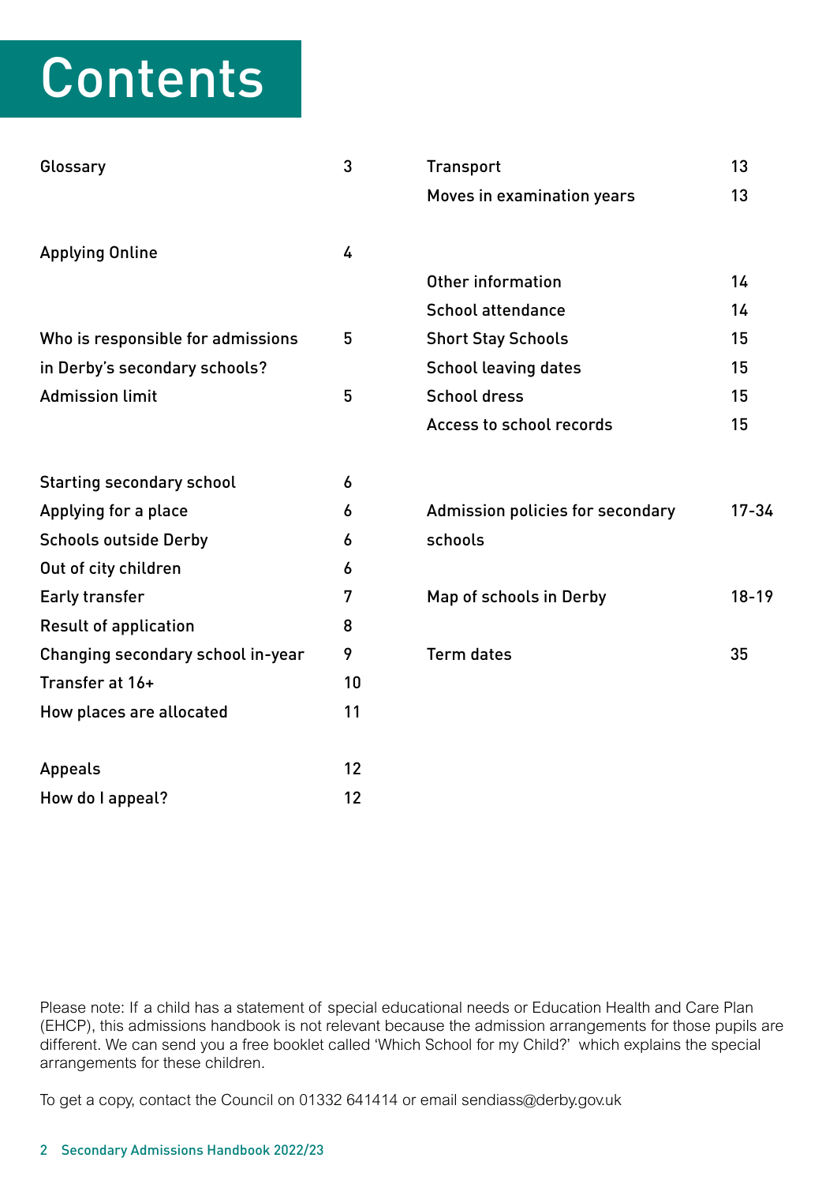# Contents

| | |
|---|---|
| Glossary | 3 |
| Applying Online | 4 |
| Who is responsible for admissions in Derby's secondary schools? | 5 |
| Admission limit | 5 |
| Starting secondary school | 6 |
| Applying for a place | 6 |
| Schools outside Derby | 6 |
| Out of city children | 6 |
| Early transfer | 7 |
| Result of application | 8 |
| Changing secondary school in-year | 9 |
| Transfer at 16+ | 10 |
| How places are allocated | 11 |
| Appeals | 12 |
| How do I appeal? | 12 |
| Transport | 13 |
| Moves in examination years | 13 |
| Other information | 14 |
| School attendance | 14 |
| Short Stay Schools | 15 |
| School leaving dates | 15 |
| School dress | 15 |
| Access to school records | 15 |
| Admission policies for secondary schools | 17-34 |
| Map of schools in Derby | 18-19 |
| Term dates | 35 |

Please note: If a child has a statement of special educational needs or Education Health and Care Plan (EHCP), this admissions handbook is not relevant because the admission arrangements for those pupils are different. We can send you a free booklet called 'Which School for my Child?' which explains the special arrangements for these children.

To get a copy, contact the Council on 01332 641414 or email sendiass@derby.gov.uk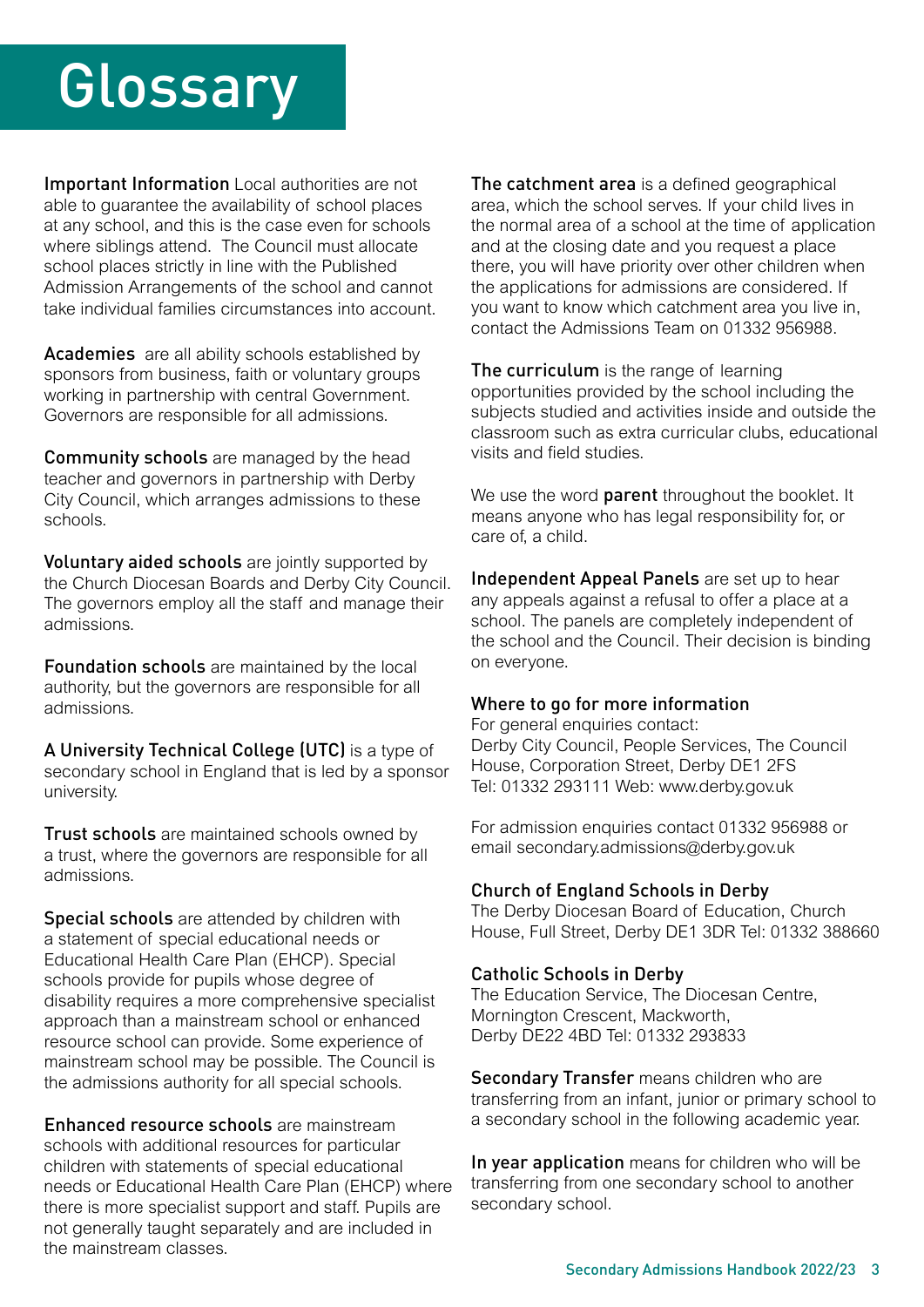# Glossary

**Important Information** Local authorities are not able to guarantee the availability of school places at any school, and this is the case even for schools where siblings attend. The Council must allocate school places strictly in line with the Published Admission Arrangements of the school and cannot take individual families circumstances into account.

**Academies** are all ability schools established by sponsors from business, faith or voluntary groups working in partnership with central Government. Governors are responsible for all admissions.

**Community schools** are managed by the head teacher and governors in partnership with Derby City Council, which arranges admissions to these schools.

**Voluntary aided schools** are jointly supported by the Church Diocesan Boards and Derby City Council. The governors employ all the staff and manage their admissions.

**Foundation schools** are maintained by the local authority, but the governors are responsible for all admissions.

**A University Technical College (UTC)** is a type of secondary school in England that is led by a sponsor university.

**Trust schools** are maintained schools owned by a trust, where the governors are responsible for all admissions.

**Special schools** are attended by children with a statement of special educational needs or Educational Health Care Plan (EHCP). Special schools provide for pupils whose degree of disability requires a more comprehensive specialist approach than a mainstream school or enhanced resource school can provide. Some experience of mainstream school may be possible. The Council is the admissions authority for all special schools.

**Enhanced resource schools** are mainstream schools with additional resources for particular children with statements of special educational needs or Educational Health Care Plan (EHCP) where there is more specialist support and staff. Pupils are not generally taught separately and are included in the mainstream classes.

**The catchment area** is a defined geographical area, which the school serves. If your child lives in the normal area of a school at the time of application and at the closing date and you request a place there, you will have priority over other children when the applications for admissions are considered. If you want to know which catchment area you live in, contact the Admissions Team on 01332 956988.

**The curriculum** is the range of learning opportunities provided by the school including the subjects studied and activities inside and outside the classroom such as extra curricular clubs, educational visits and field studies.

We use the word **parent** throughout the booklet. It means anyone who has legal responsibility for, or care of, a child.

**Independent Appeal Panels** are set up to hear any appeals against a refusal to offer a place at a school. The panels are completely independent of the school and the Council. Their decision is binding on everyone.

**Where to go for more information**
For general enquiries contact:
Derby City Council, People Services, The Council House, Corporation Street, Derby DE1 2FS
Tel: 01332 293111 Web: www.derby.gov.uk

For admission enquiries contact 01332 956988 or email secondary.admissions@derby.gov.uk

**Church of England Schools in Derby**
The Derby Diocesan Board of Education, Church House, Full Street, Derby DE1 3DR Tel: 01332 388660

**Catholic Schools in Derby**
The Education Service, The Diocesan Centre, Mornington Crescent, Mackworth, Derby DE22 4BD Tel: 01332 293833

**Secondary Transfer** means children who are transferring from an infant, junior or primary school to a secondary school in the following academic year.

**In year application** means for children who will be transferring from one secondary school to another secondary school.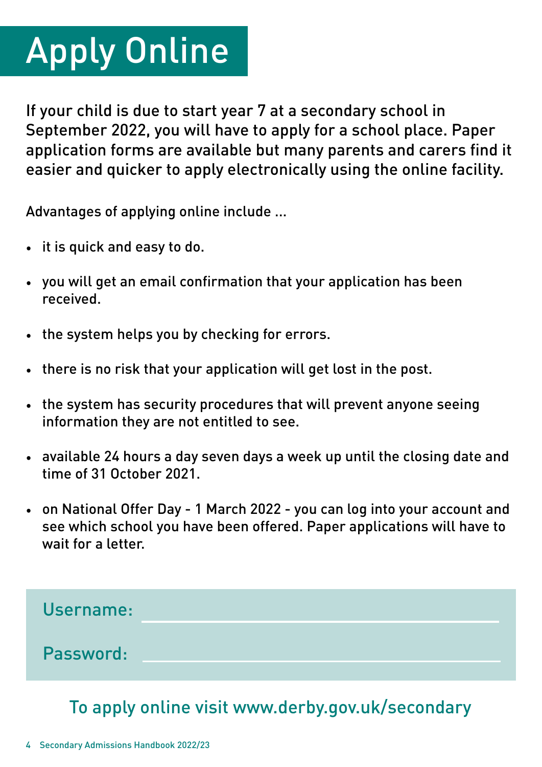# Apply Online

If your child is due to start year 7 at a secondary school in September 2022, you will have to apply for a school place. Paper application forms are available but many parents and carers find it easier and quicker to apply electronically using the online facility.

Advantages of applying online include ...

- it is quick and easy to do.
- you will get an email confirmation that your application has been received.
- the system helps you by checking for errors.
- there is no risk that your application will get lost in the post.
- the system has security procedures that will prevent anyone seeing information they are not entitled to see.
- available 24 hours a day seven days a week up until the closing date and time of 31 October 2021.
- on National Offer Day - 1 March 2022 - you can log into your account and see which school you have been offered. Paper applications will have to wait for a letter.

Username: ______________________________

Password: ______________________________

To apply online visit www.derby.gov.uk/secondary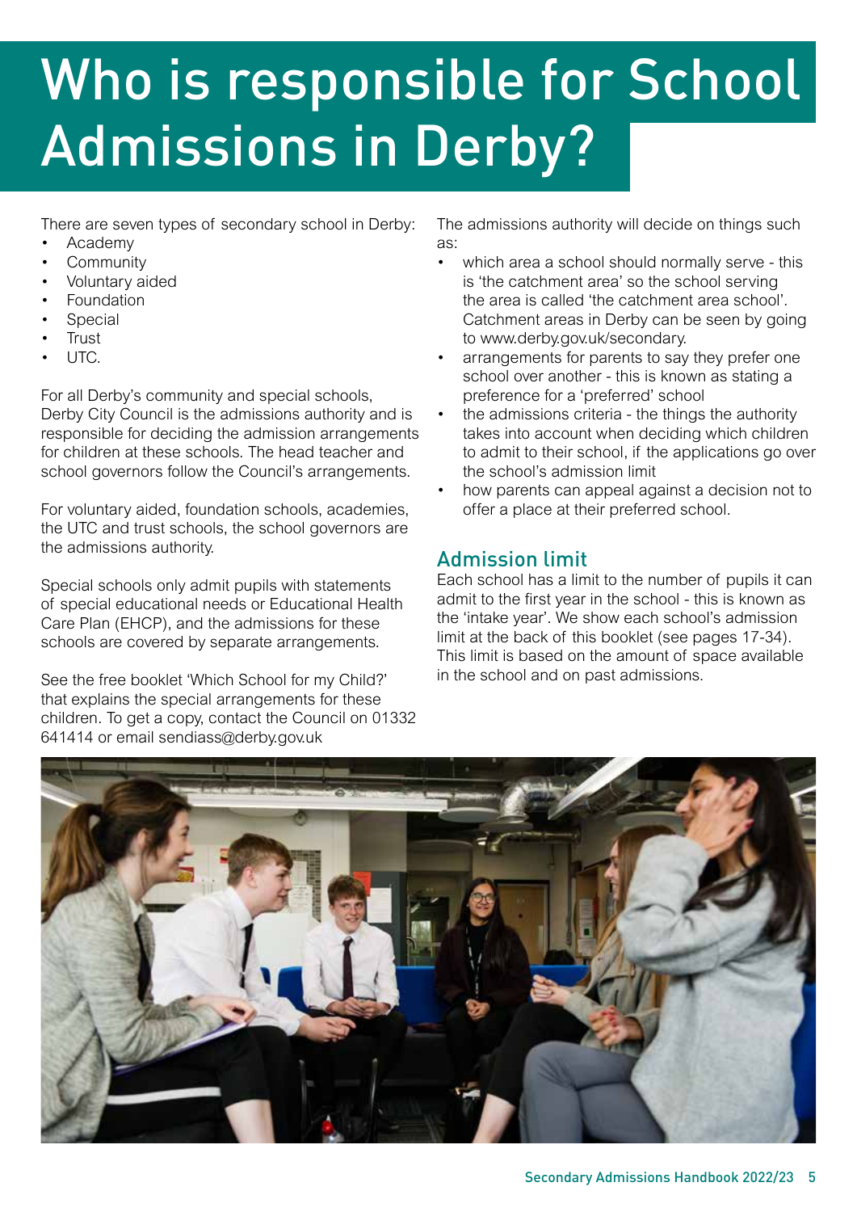# Who is responsible for School Admissions in Derby?

There are seven types of secondary school in Derby:

- Academy
- Community
- Voluntary aided
- Foundation
- Special
- Trust
- UTC.

For all Derby's community and special schools, Derby City Council is the admissions authority and is responsible for deciding the admission arrangements for children at these schools. The head teacher and school governors follow the Council's arrangements.

For voluntary aided, foundation schools, academies, the UTC and trust schools, the school governors are the admissions authority.

Special schools only admit pupils with statements of special educational needs or Educational Health Care Plan (EHCP), and the admissions for these schools are covered by separate arrangements.

See the free booklet 'Which School for my Child?' that explains the special arrangements for these children. To get a copy, contact the Council on 01332 641414 or email sendiass@derby.gov.uk

The admissions authority will decide on things such as:

- which area a school should normally serve - this is 'the catchment area' so the school serving the area is called 'the catchment area school'. Catchment areas in Derby can be seen by going to www.derby.gov.uk/secondary.
- arrangements for parents to say they prefer one school over another - this is known as stating a preference for a 'preferred' school
- the admissions criteria - the things the authority takes into account when deciding which children to admit to their school, if the applications go over the school's admission limit
- how parents can appeal against a decision not to offer a place at their preferred school.

## Admission limit

Each school has a limit to the number of pupils it can admit to the first year in the school - this is known as the 'intake year'. We show each school's admission limit at the back of this booklet (see pages 17-34). This limit is based on the amount of space available in the school and on past admissions.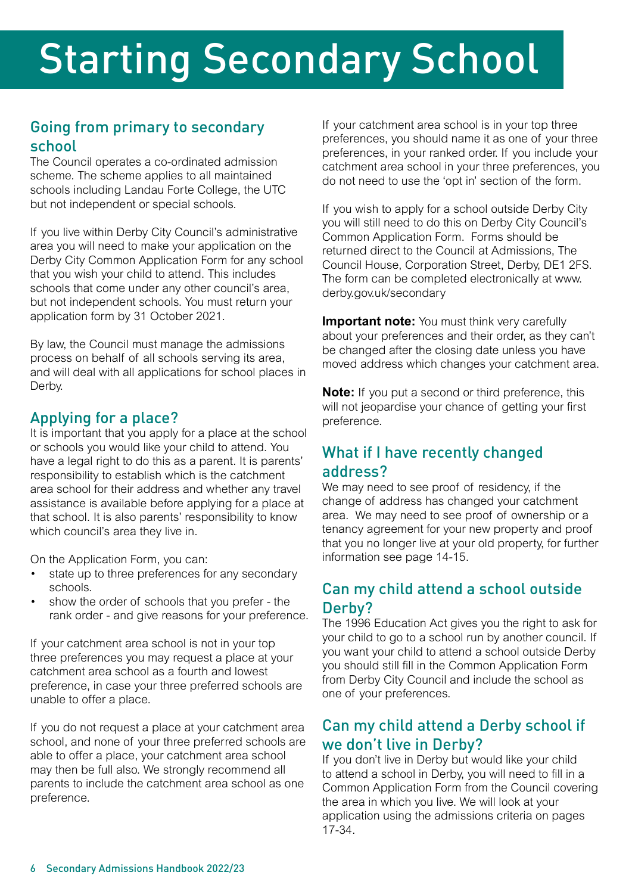# Starting Secondary School

## Going from primary to secondary school

The Council operates a co-ordinated admission scheme. The scheme applies to all maintained schools including Landau Forte College, the UTC but not independent or special schools.

If you live within Derby City Council's administrative area you will need to make your application on the Derby City Common Application Form for any school that you wish your child to attend. This includes schools that come under any other council's area, but not independent schools. You must return your application form by 31 October 2021.

By law, the Council must manage the admissions process on behalf of all schools serving its area, and will deal with all applications for school places in Derby.

## Applying for a place?

It is important that you apply for a place at the school or schools you would like your child to attend. You have a legal right to do this as a parent. It is parents' responsibility to establish which is the catchment area school for their address and whether any travel assistance is available before applying for a place at that school. It is also parents' responsibility to know which council's area they live in.

On the Application Form, you can:

- state up to three preferences for any secondary schools.
- show the order of schools that you prefer - the rank order - and give reasons for your preference.

If your catchment area school is not in your top three preferences you may request a place at your catchment area school as a fourth and lowest preference, in case your three preferred schools are unable to offer a place.

If you do not request a place at your catchment area school, and none of your three preferred schools are able to offer a place, your catchment area school may then be full also. We strongly recommend all parents to include the catchment area school as one preference.

If your catchment area school is in your top three preferences, you should name it as one of your three preferences, in your ranked order. If you include your catchment area school in your three preferences, you do not need to use the 'opt in' section of the form.

If you wish to apply for a school outside Derby City you will still need to do this on Derby City Council's Common Application Form. Forms should be returned direct to the Council at Admissions, The Council House, Corporation Street, Derby, DE1 2FS. The form can be completed electronically at www.derby.gov.uk/secondary

**Important note:** You must think very carefully about your preferences and their order, as they can't be changed after the closing date unless you have moved address which changes your catchment area.

**Note:** If you put a second or third preference, this will not jeopardise your chance of getting your first preference.

## What if I have recently changed address?

We may need to see proof of residency, if the change of address has changed your catchment area. We may need to see proof of ownership or a tenancy agreement for your new property and proof that you no longer live at your old property, for further information see page 14-15.

## Can my child attend a school outside Derby?

The 1996 Education Act gives you the right to ask for your child to go to a school run by another council. If you want your child to attend a school outside Derby you should still fill in the Common Application Form from Derby City Council and include the school as one of your preferences.

## Can my child attend a Derby school if we don't live in Derby?

If you don't live in Derby but would like your child to attend a school in Derby, you will need to fill in a Common Application Form from the Council covering the area in which you live. We will look at your application using the admissions criteria on pages 17-34.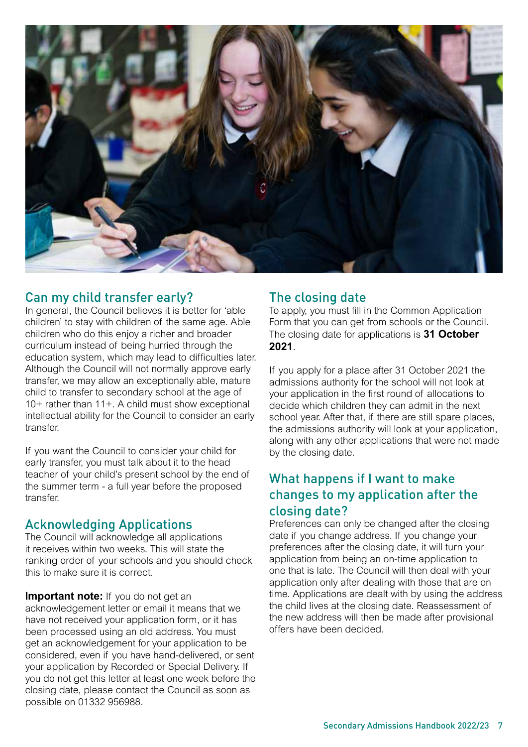## Can my child transfer early?

In general, the Council believes it is better for 'able children' to stay with children of the same age. Able children who do this enjoy a richer and broader curriculum instead of being hurried through the education system, which may lead to difficulties later. Although the Council will not normally approve early transfer, we may allow an exceptionally able, mature child to transfer to secondary school at the age of 10+ rather than 11+. A child must show exceptional intellectual ability for the Council to consider an early transfer.

If you want the Council to consider your child for early transfer, you must talk about it to the head teacher of your child's present school by the end of the summer term - a full year before the proposed transfer.

## Acknowledging Applications

The Council will acknowledge all applications it receives within two weeks. This will state the ranking order of your schools and you should check this to make sure it is correct.

**Important note:** If you do not get an acknowledgement letter or email it means that we have not received your application form, or it has been processed using an old address. You must get an acknowledgement for your application to be considered, even if you have hand-delivered, or sent your application by Recorded or Special Delivery. If you do not get this letter at least one week before the closing date, please contact the Council as soon as possible on 01332 956988.

## The closing date

To apply, you must fill in the Common Application Form that you can get from schools or the Council. The closing date for applications is **31 October 2021**.

If you apply for a place after 31 October 2021 the admissions authority for the school will not look at your application in the first round of allocations to decide which children they can admit in the next school year. After that, if there are still spare places, the admissions authority will look at your application, along with any other applications that were not made by the closing date.

## What happens if I want to make changes to my application after the closing date?

Preferences can only be changed after the closing date if you change address. If you change your preferences after the closing date, it will turn your application from being an on-time application to one that is late. The Council will then deal with your application only after dealing with those that are on time. Applications are dealt with by using the address the child lives at the closing date. Reassessment of the new address will then be made after provisional offers have been decided.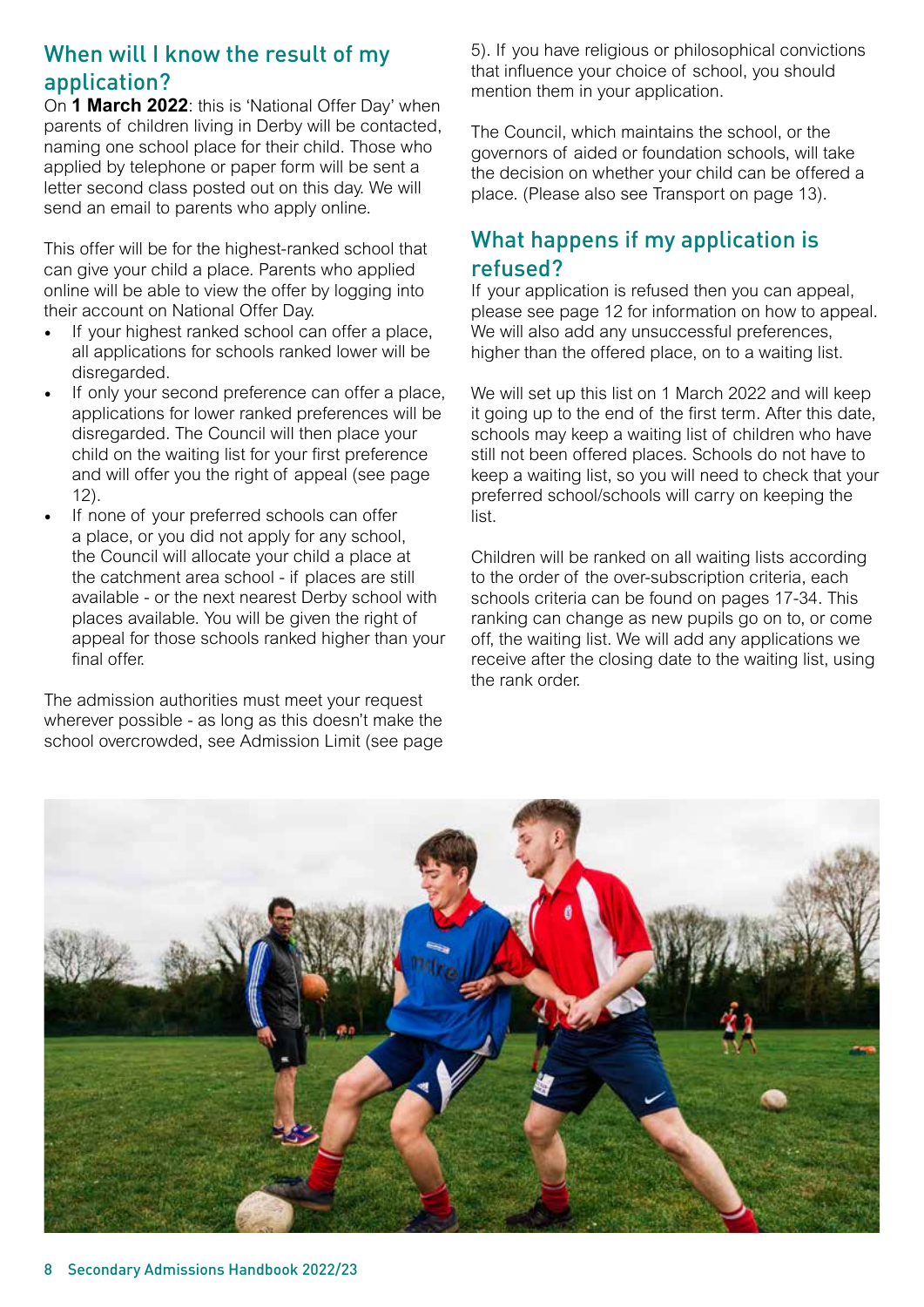## When will I know the result of my application?

On **1 March 2022**: this is 'National Offer Day' when parents of children living in Derby will be contacted, naming one school place for their child. Those who applied by telephone or paper form will be sent a letter second class posted out on this day. We will send an email to parents who apply online.

This offer will be for the highest-ranked school that can give your child a place. Parents who applied online will be able to view the offer by logging into their account on National Offer Day.

- If your highest ranked school can offer a place, all applications for schools ranked lower will be disregarded.
- If only your second preference can offer a place, applications for lower ranked preferences will be disregarded. The Council will then place your child on the waiting list for your first preference and will offer you the right of appeal (see page 12).
- If none of your preferred schools can offer a place, or you did not apply for any school, the Council will allocate your child a place at the catchment area school - if places are still available - or the next nearest Derby school with places available. You will be given the right of appeal for those schools ranked higher than your final offer.

The admission authorities must meet your request wherever possible - as long as this doesn't make the school overcrowded, see Admission Limit (see page 5). If you have religious or philosophical convictions that influence your choice of school, you should mention them in your application.

The Council, which maintains the school, or the governors of aided or foundation schools, will take the decision on whether your child can be offered a place. (Please also see Transport on page 13).

## What happens if my application is refused?

If your application is refused then you can appeal, please see page 12 for information on how to appeal. We will also add any unsuccessful preferences, higher than the offered place, on to a waiting list.

We will set up this list on 1 March 2022 and will keep it going up to the end of the first term. After this date, schools may keep a waiting list of children who have still not been offered places. Schools do not have to keep a waiting list, so you will need to check that your preferred school/schools will carry on keeping the list.

Children will be ranked on all waiting lists according to the order of the over-subscription criteria, each schools criteria can be found on pages 17-34. This ranking can change as new pupils go on to, or come off, the waiting list. We will add any applications we receive after the closing date to the waiting list, using the rank order.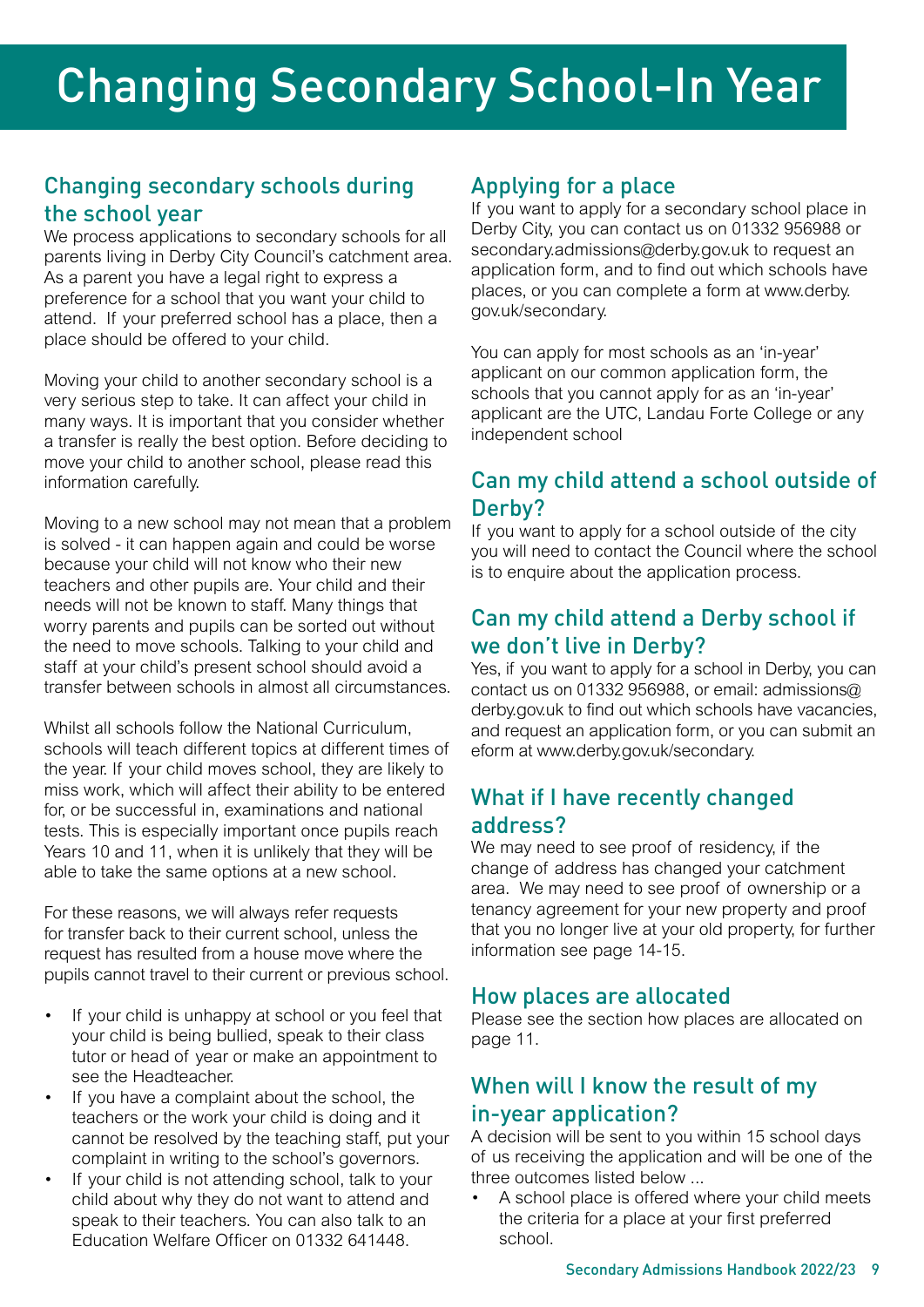# Changing Secondary School-In Year

## Changing secondary schools during the school year

We process applications to secondary schools for all parents living in Derby City Council's catchment area. As a parent you have a legal right to express a preference for a school that you want your child to attend. If your preferred school has a place, then a place should be offered to your child.

Moving your child to another secondary school is a very serious step to take. It can affect your child in many ways. It is important that you consider whether a transfer is really the best option. Before deciding to move your child to another school, please read this information carefully.

Moving to a new school may not mean that a problem is solved - it can happen again and could be worse because your child will not know who their new teachers and other pupils are. Your child and their needs will not be known to staff. Many things that worry parents and pupils can be sorted out without the need to move schools. Talking to your child and staff at your child's present school should avoid a transfer between schools in almost all circumstances.

Whilst all schools follow the National Curriculum, schools will teach different topics at different times of the year. If your child moves school, they are likely to miss work, which will affect their ability to be entered for, or be successful in, examinations and national tests. This is especially important once pupils reach Years 10 and 11, when it is unlikely that they will be able to take the same options at a new school.

For these reasons, we will always refer requests for transfer back to their current school, unless the request has resulted from a house move where the pupils cannot travel to their current or previous school.

- If your child is unhappy at school or you feel that your child is being bullied, speak to their class tutor or head of year or make an appointment to see the Headteacher.
- If you have a complaint about the school, the teachers or the work your child is doing and it cannot be resolved by the teaching staff, put your complaint in writing to the school's governors.
- If your child is not attending school, talk to your child about why they do not want to attend and speak to their teachers. You can also talk to an Education Welfare Officer on 01332 641448.

## Applying for a place

If you want to apply for a secondary school place in Derby City, you can contact us on 01332 956988 or secondary.admissions@derby.gov.uk to request an application form, and to find out which schools have places, or you can complete a form at www.derby.gov.uk/secondary.

You can apply for most schools as an 'in-year' applicant on our common application form, the schools that you cannot apply for as an 'in-year' applicant are the UTC, Landau Forte College or any independent school

## Can my child attend a school outside of Derby?

If you want to apply for a school outside of the city you will need to contact the Council where the school is to enquire about the application process.

## Can my child attend a Derby school if we don't live in Derby?

Yes, if you want to apply for a school in Derby, you can contact us on 01332 956988, or email: admissions@derby.gov.uk to find out which schools have vacancies, and request an application form, or you can submit an eform at www.derby.gov.uk/secondary.

## What if I have recently changed address?

We may need to see proof of residency, if the change of address has changed your catchment area. We may need to see proof of ownership or a tenancy agreement for your new property and proof that you no longer live at your old property, for further information see page 14-15.

## How places are allocated

Please see the section how places are allocated on page 11.

## When will I know the result of my in-year application?

A decision will be sent to you within 15 school days of us receiving the application and will be one of the three outcomes listed below ...

- A school place is offered where your child meets the criteria for a place at your first preferred school.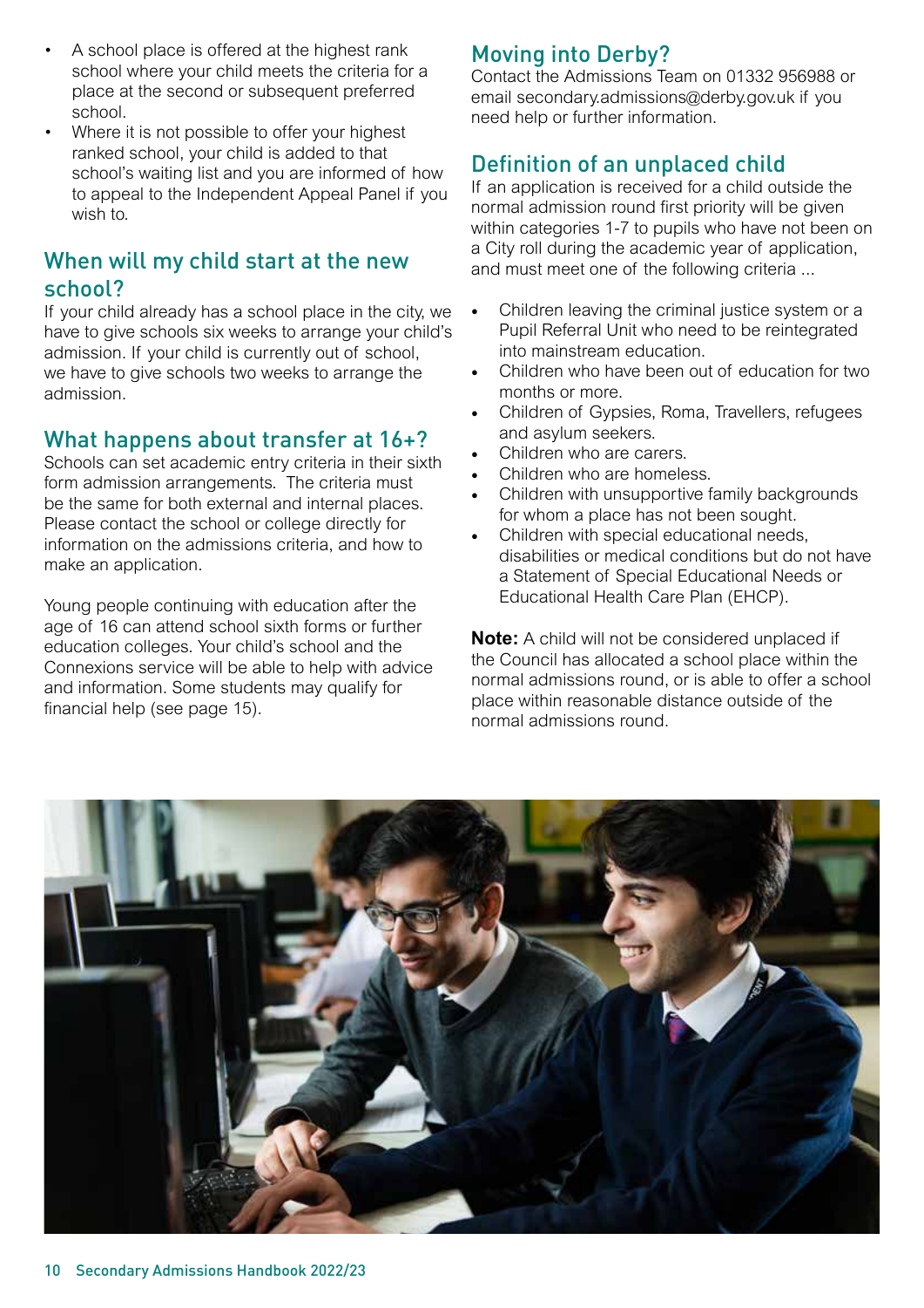- A school place is offered at the highest rank school where your child meets the criteria for a place at the second or subsequent preferred school.
- Where it is not possible to offer your highest ranked school, your child is added to that school's waiting list and you are informed of how to appeal to the Independent Appeal Panel if you wish to.

## When will my child start at the new school?

If your child already has a school place in the city, we have to give schools six weeks to arrange your child's admission. If your child is currently out of school, we have to give schools two weeks to arrange the admission.

## What happens about transfer at 16+?

Schools can set academic entry criteria in their sixth form admission arrangements. The criteria must be the same for both external and internal places. Please contact the school or college directly for information on the admissions criteria, and how to make an application.

Young people continuing with education after the age of 16 can attend school sixth forms or further education colleges. Your child's school and the Connexions service will be able to help with advice and information. Some students may qualify for financial help (see page 15).

## Moving into Derby?

Contact the Admissions Team on 01332 956988 or email secondary.admissions@derby.gov.uk if you need help or further information.

## Definition of an unplaced child

If an application is received for a child outside the normal admission round first priority will be given within categories 1-7 to pupils who have not been on a City roll during the academic year of application, and must meet one of the following criteria ...

- Children leaving the criminal justice system or a Pupil Referral Unit who need to be reintegrated into mainstream education.
- Children who have been out of education for two months or more.
- Children of Gypsies, Roma, Travellers, refugees and asylum seekers.
- Children who are carers.
- Children who are homeless.
- Children with unsupportive family backgrounds for whom a place has not been sought.
- Children with special educational needs, disabilities or medical conditions but do not have a Statement of Special Educational Needs or Educational Health Care Plan (EHCP).

**Note:** A child will not be considered unplaced if the Council has allocated a school place within the normal admissions round, or is able to offer a school place within reasonable distance outside of the normal admissions round.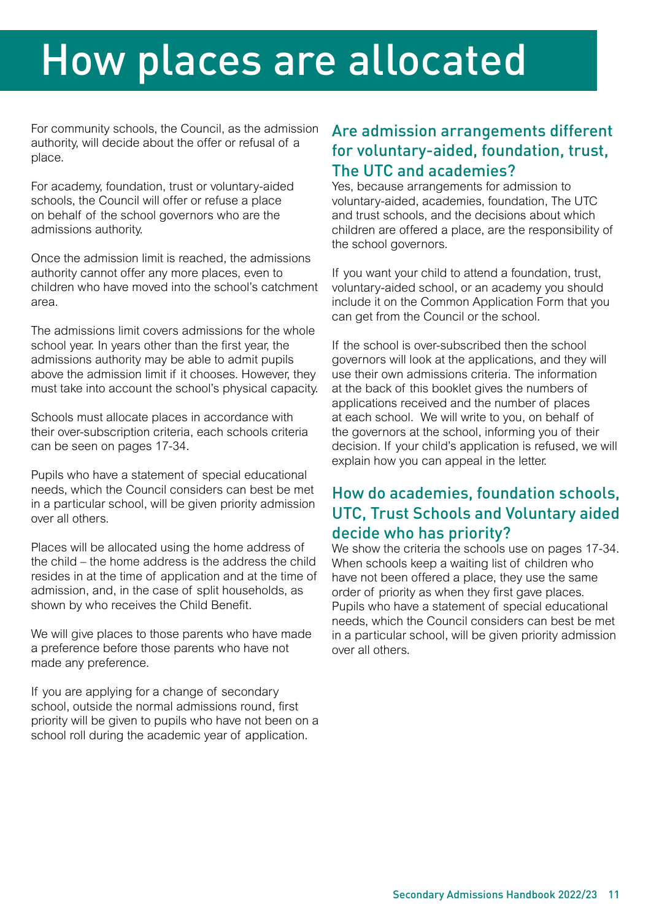# How places are allocated

For community schools, the Council, as the admission authority, will decide about the offer or refusal of a place.

For academy, foundation, trust or voluntary-aided schools, the Council will offer or refuse a place on behalf of the school governors who are the admissions authority.

Once the admission limit is reached, the admissions authority cannot offer any more places, even to children who have moved into the school's catchment area.

The admissions limit covers admissions for the whole school year. In years other than the first year, the admissions authority may be able to admit pupils above the admission limit if it chooses. However, they must take into account the school's physical capacity.

Schools must allocate places in accordance with their over-subscription criteria, each schools criteria can be seen on pages 17-34.

Pupils who have a statement of special educational needs, which the Council considers can best be met in a particular school, will be given priority admission over all others.

Places will be allocated using the home address of the child – the home address is the address the child resides in at the time of application and at the time of admission, and, in the case of split households, as shown by who receives the Child Benefit.

We will give places to those parents who have made a preference before those parents who have not made any preference.

If you are applying for a change of secondary school, outside the normal admissions round, first priority will be given to pupils who have not been on a school roll during the academic year of application.

## Are admission arrangements different for voluntary-aided, foundation, trust, The UTC and academies?

Yes, because arrangements for admission to voluntary-aided, academies, foundation, The UTC and trust schools, and the decisions about which children are offered a place, are the responsibility of the school governors.

If you want your child to attend a foundation, trust, voluntary-aided school, or an academy you should include it on the Common Application Form that you can get from the Council or the school.

If the school is over-subscribed then the school governors will look at the applications, and they will use their own admissions criteria. The information at the back of this booklet gives the numbers of applications received and the number of places at each school. We will write to you, on behalf of the governors at the school, informing you of their decision. If your child's application is refused, we will explain how you can appeal in the letter.

## How do academies, foundation schools, UTC, Trust Schools and Voluntary aided decide who has priority?

We show the criteria the schools use on pages 17-34. When schools keep a waiting list of children who have not been offered a place, they use the same order of priority as when they first gave places. Pupils who have a statement of special educational needs, which the Council considers can best be met in a particular school, will be given priority admission over all others.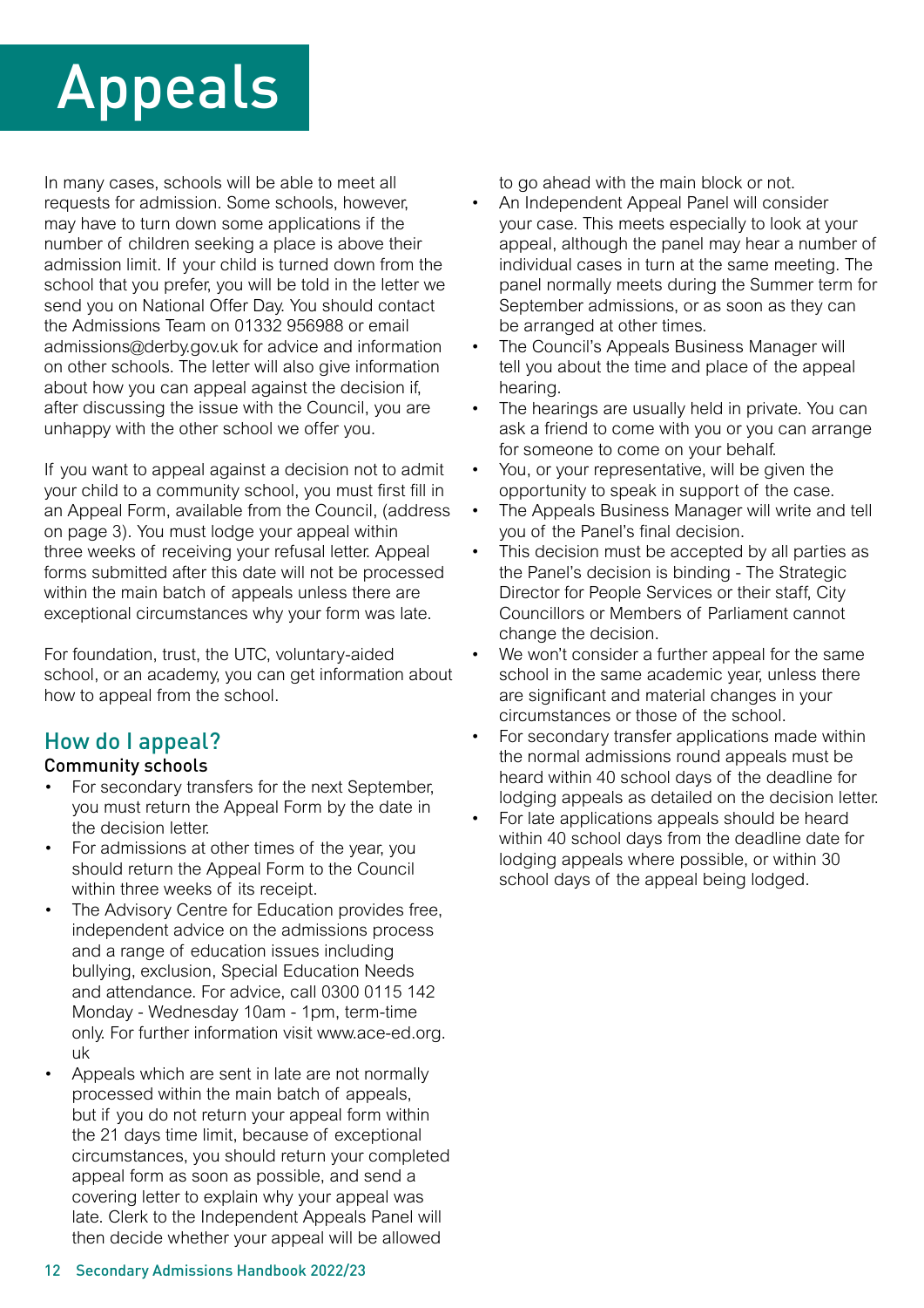# Appeals

In many cases, schools will be able to meet all requests for admission. Some schools, however, may have to turn down some applications if the number of children seeking a place is above their admission limit. If your child is turned down from the school that you prefer, you will be told in the letter we send you on National Offer Day. You should contact the Admissions Team on 01332 956988 or email admissions@derby.gov.uk for advice and information on other schools. The letter will also give information about how you can appeal against the decision if, after discussing the issue with the Council, you are unhappy with the other school we offer you.

If you want to appeal against a decision not to admit your child to a community school, you must first fill in an Appeal Form, available from the Council, (address on page 3). You must lodge your appeal within three weeks of receiving your refusal letter. Appeal forms submitted after this date will not be processed within the main batch of appeals unless there are exceptional circumstances why your form was late.

For foundation, trust, the UTC, voluntary-aided school, or an academy, you can get information about how to appeal from the school.

## How do I appeal?

### Community schools

- For secondary transfers for the next September, you must return the Appeal Form by the date in the decision letter.
- For admissions at other times of the year, you should return the Appeal Form to the Council within three weeks of its receipt.
- The Advisory Centre for Education provides free, independent advice on the admissions process and a range of education issues including bullying, exclusion, Special Education Needs and attendance. For advice, call 0300 0115 142 Monday - Wednesday 10am - 1pm, term-time only. For further information visit www.ace-ed.org.uk
- Appeals which are sent in late are not normally processed within the main batch of appeals, but if you do not return your appeal form within the 21 days time limit, because of exceptional circumstances, you should return your completed appeal form as soon as possible, and send a covering letter to explain why your appeal was late. Clerk to the Independent Appeals Panel will then decide whether your appeal will be allowed to go ahead with the main block or not.
- An Independent Appeal Panel will consider your case. This meets especially to look at your appeal, although the panel may hear a number of individual cases in turn at the same meeting. The panel normally meets during the Summer term for September admissions, or as soon as they can be arranged at other times.
- The Council's Appeals Business Manager will tell you about the time and place of the appeal hearing.
- The hearings are usually held in private. You can ask a friend to come with you or you can arrange for someone to come on your behalf.
- You, or your representative, will be given the opportunity to speak in support of the case.
- The Appeals Business Manager will write and tell you of the Panel's final decision.
- This decision must be accepted by all parties as the Panel's decision is binding - The Strategic Director for People Services or their staff, City Councillors or Members of Parliament cannot change the decision.
- We won't consider a further appeal for the same school in the same academic year, unless there are significant and material changes in your circumstances or those of the school.
- For secondary transfer applications made within the normal admissions round appeals must be heard within 40 school days of the deadline for lodging appeals as detailed on the decision letter.
- For late applications appeals should be heard within 40 school days from the deadline date for lodging appeals where possible, or within 30 school days of the appeal being lodged.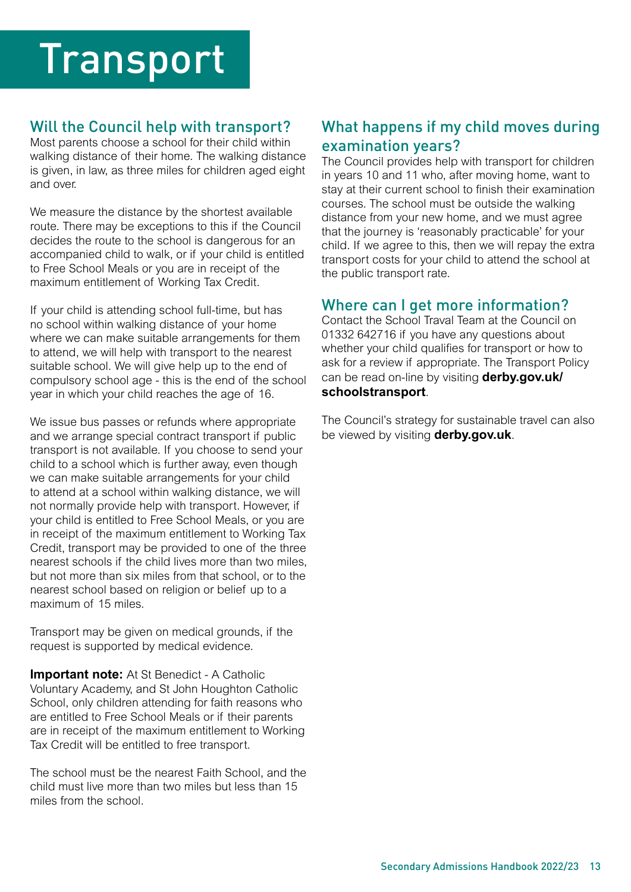# Transport

## Will the Council help with transport?

Most parents choose a school for their child within walking distance of their home. The walking distance is given, in law, as three miles for children aged eight and over.

We measure the distance by the shortest available route. There may be exceptions to this if the Council decides the route to the school is dangerous for an accompanied child to walk, or if your child is entitled to Free School Meals or you are in receipt of the maximum entitlement of Working Tax Credit.

If your child is attending school full-time, but has no school within walking distance of your home where we can make suitable arrangements for them to attend, we will help with transport to the nearest suitable school. We will give help up to the end of compulsory school age - this is the end of the school year in which your child reaches the age of 16.

We issue bus passes or refunds where appropriate and we arrange special contract transport if public transport is not available. If you choose to send your child to a school which is further away, even though we can make suitable arrangements for your child to attend at a school within walking distance, we will not normally provide help with transport. However, if your child is entitled to Free School Meals, or you are in receipt of the maximum entitlement to Working Tax Credit, transport may be provided to one of the three nearest schools if the child lives more than two miles, but not more than six miles from that school, or to the nearest school based on religion or belief up to a maximum of 15 miles.

Transport may be given on medical grounds, if the request is supported by medical evidence.

**Important note:** At St Benedict - A Catholic Voluntary Academy, and St John Houghton Catholic School, only children attending for faith reasons who are entitled to Free School Meals or if their parents are in receipt of the maximum entitlement to Working Tax Credit will be entitled to free transport.

The school must be the nearest Faith School, and the child must live more than two miles but less than 15 miles from the school.

## What happens if my child moves during examination years?

The Council provides help with transport for children in years 10 and 11 who, after moving home, want to stay at their current school to finish their examination courses. The school must be outside the walking distance from your new home, and we must agree that the journey is 'reasonably practicable' for your child. If we agree to this, then we will repay the extra transport costs for your child to attend the school at the public transport rate.

## Where can I get more information?

Contact the School Traval Team at the Council on 01332 642716 if you have any questions about whether your child qualifies for transport or how to ask for a review if appropriate. The Transport Policy can be read on-line by visiting **derby.gov.uk/schoolstransport**.

The Council's strategy for sustainable travel can also be viewed by visiting **derby.gov.uk**.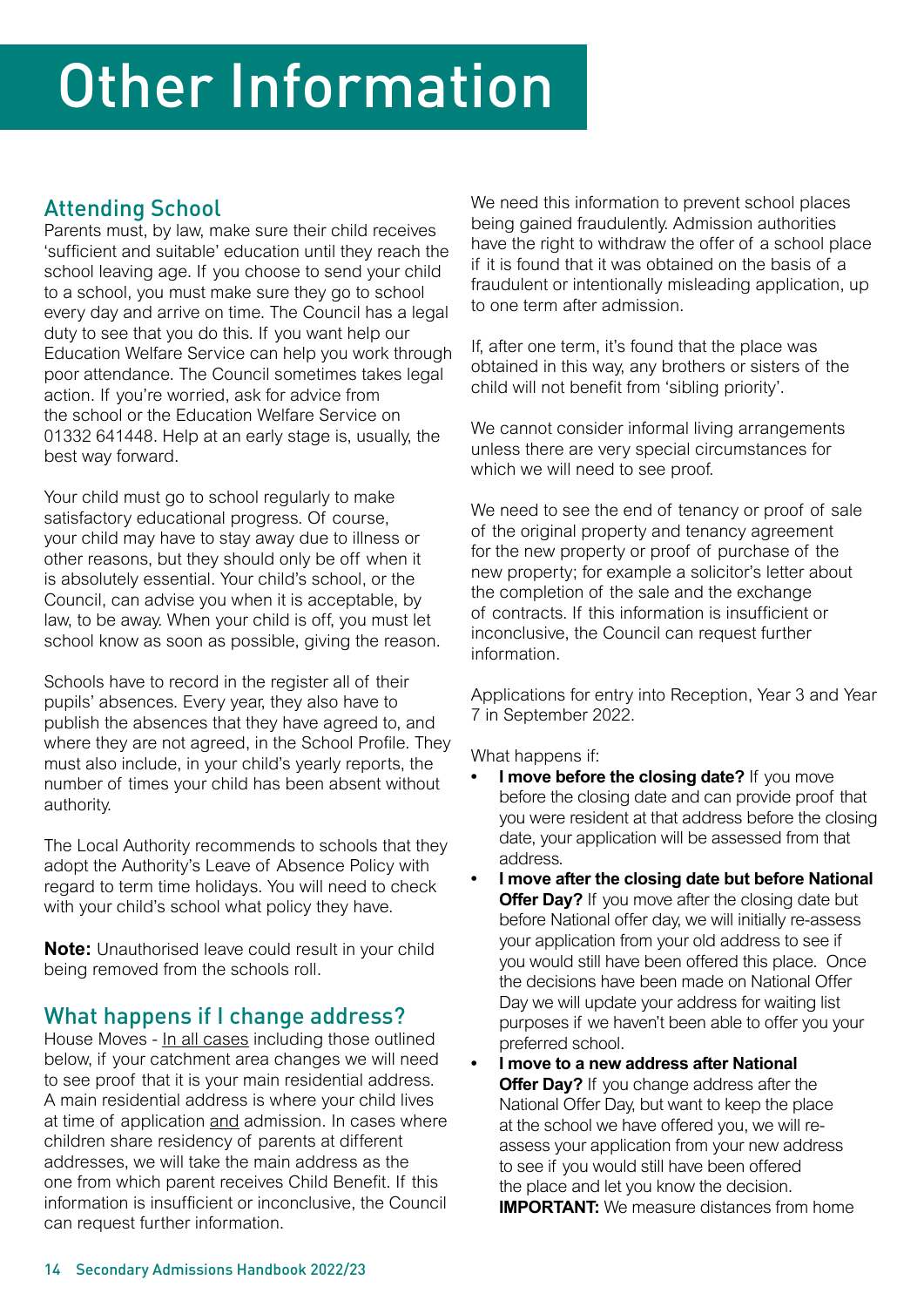# Other Information

## Attending School

Parents must, by law, make sure their child receives 'sufficient and suitable' education until they reach the school leaving age. If you choose to send your child to a school, you must make sure they go to school every day and arrive on time. The Council has a legal duty to see that you do this. If you want help our Education Welfare Service can help you work through poor attendance. The Council sometimes takes legal action. If you're worried, ask for advice from the school or the Education Welfare Service on 01332 641448. Help at an early stage is, usually, the best way forward.

Your child must go to school regularly to make satisfactory educational progress. Of course, your child may have to stay away due to illness or other reasons, but they should only be off when it is absolutely essential. Your child's school, or the Council, can advise you when it is acceptable, by law, to be away. When your child is off, you must let school know as soon as possible, giving the reason.

Schools have to record in the register all of their pupils' absences. Every year, they also have to publish the absences that they have agreed to, and where they are not agreed, in the School Profile. They must also include, in your child's yearly reports, the number of times your child has been absent without authority.

The Local Authority recommends to schools that they adopt the Authority's Leave of Absence Policy with regard to term time holidays. You will need to check with your child's school what policy they have.

**Note:** Unauthorised leave could result in your child being removed from the schools roll.

## What happens if I change address?

House Moves - <u>In all cases</u> including those outlined below, if your catchment area changes we will need to see proof that it is your main residential address. A main residential address is where your child lives at time of application <u>and</u> admission. In cases where children share residency of parents at different addresses, we will take the main address as the one from which parent receives Child Benefit. If this information is insufficient or inconclusive, the Council can request further information.

We need this information to prevent school places being gained fraudulently. Admission authorities have the right to withdraw the offer of a school place if it is found that it was obtained on the basis of a fraudulent or intentionally misleading application, up to one term after admission.

If, after one term, it's found that the place was obtained in this way, any brothers or sisters of the child will not benefit from 'sibling priority'.

We cannot consider informal living arrangements unless there are very special circumstances for which we will need to see proof.

We need to see the end of tenancy or proof of sale of the original property and tenancy agreement for the new property or proof of purchase of the new property; for example a solicitor's letter about the completion of the sale and the exchange of contracts. If this information is insufficient or inconclusive, the Council can request further information.

Applications for entry into Reception, Year 3 and Year 7 in September 2022.

What happens if:

- **I move before the closing date?** If you move before the closing date and can provide proof that you were resident at that address before the closing date, your application will be assessed from that address.
- **I move after the closing date but before National Offer Day?** If you move after the closing date but before National offer day, we will initially re-assess your application from your old address to see if you would still have been offered this place. Once the decisions have been made on National Offer Day we will update your address for waiting list purposes if we haven't been able to offer you your preferred school.
- **I move to a new address after National Offer Day?** If you change address after the National Offer Day, but want to keep the place at the school we have offered you, we will re-assess your application from your new address to see if you would still have been offered the place and let you know the decision. **IMPORTANT:** We measure distances from home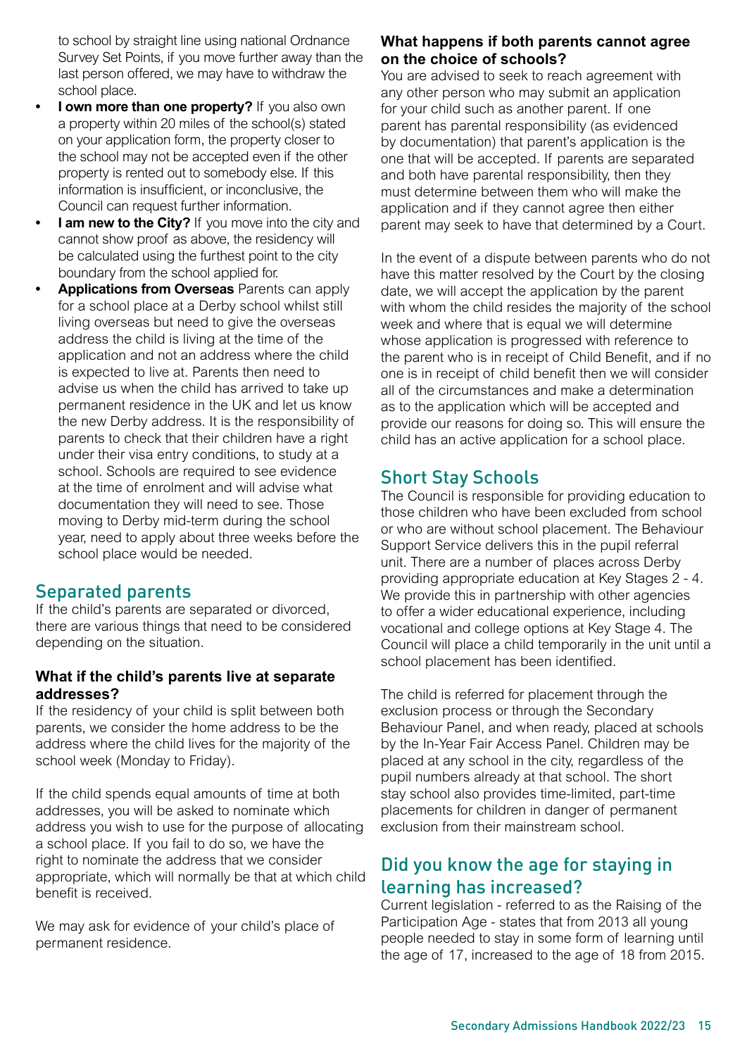to school by straight line using national Ordnance Survey Set Points, if you move further away than the last person offered, we may have to withdraw the school place.

- **I own more than one property?** If you also own a property within 20 miles of the school(s) stated on your application form, the property closer to the school may not be accepted even if the other property is rented out to somebody else. If this information is insufficient, or inconclusive, the Council can request further information.
- **I am new to the City?** If you move into the city and cannot show proof as above, the residency will be calculated using the furthest point to the city boundary from the school applied for.
- **Applications from Overseas** Parents can apply for a school place at a Derby school whilst still living overseas but need to give the overseas address the child is living at the time of the application and not an address where the child is expected to live at. Parents then need to advise us when the child has arrived to take up permanent residence in the UK and let us know the new Derby address. It is the responsibility of parents to check that their children have a right under their visa entry conditions, to study at a school. Schools are required to see evidence at the time of enrolment and will advise what documentation they will need to see. Those moving to Derby mid-term during the school year, need to apply about three weeks before the school place would be needed.

## Separated parents

If the child's parents are separated or divorced, there are various things that need to be considered depending on the situation.

### What if the child's parents live at separate addresses?

If the residency of your child is split between both parents, we consider the home address to be the address where the child lives for the majority of the school week (Monday to Friday).

If the child spends equal amounts of time at both addresses, you will be asked to nominate which address you wish to use for the purpose of allocating a school place. If you fail to do so, we have the right to nominate the address that we consider appropriate, which will normally be that at which child benefit is received.

We may ask for evidence of your child's place of permanent residence.

### What happens if both parents cannot agree on the choice of schools?

You are advised to seek to reach agreement with any other person who may submit an application for your child such as another parent. If one parent has parental responsibility (as evidenced by documentation) that parent's application is the one that will be accepted. If parents are separated and both have parental responsibility, then they must determine between them who will make the application and if they cannot agree then either parent may seek to have that determined by a Court.

In the event of a dispute between parents who do not have this matter resolved by the Court by the closing date, we will accept the application by the parent with whom the child resides the majority of the school week and where that is equal we will determine whose application is progressed with reference to the parent who is in receipt of Child Benefit, and if no one is in receipt of child benefit then we will consider all of the circumstances and make a determination as to the application which will be accepted and provide our reasons for doing so. This will ensure the child has an active application for a school place.

## Short Stay Schools

The Council is responsible for providing education to those children who have been excluded from school or who are without school placement. The Behaviour Support Service delivers this in the pupil referral unit. There are a number of places across Derby providing appropriate education at Key Stages 2 - 4. We provide this in partnership with other agencies to offer a wider educational experience, including vocational and college options at Key Stage 4. The Council will place a child temporarily in the unit until a school placement has been identified.

The child is referred for placement through the exclusion process or through the Secondary Behaviour Panel, and when ready, placed at schools by the In-Year Fair Access Panel. Children may be placed at any school in the city, regardless of the pupil numbers already at that school. The short stay school also provides time-limited, part-time placements for children in danger of permanent exclusion from their mainstream school.

## Did you know the age for staying in learning has increased?

Current legislation - referred to as the Raising of the Participation Age - states that from 2013 all young people needed to stay in some form of learning until the age of 17, increased to the age of 18 from 2015.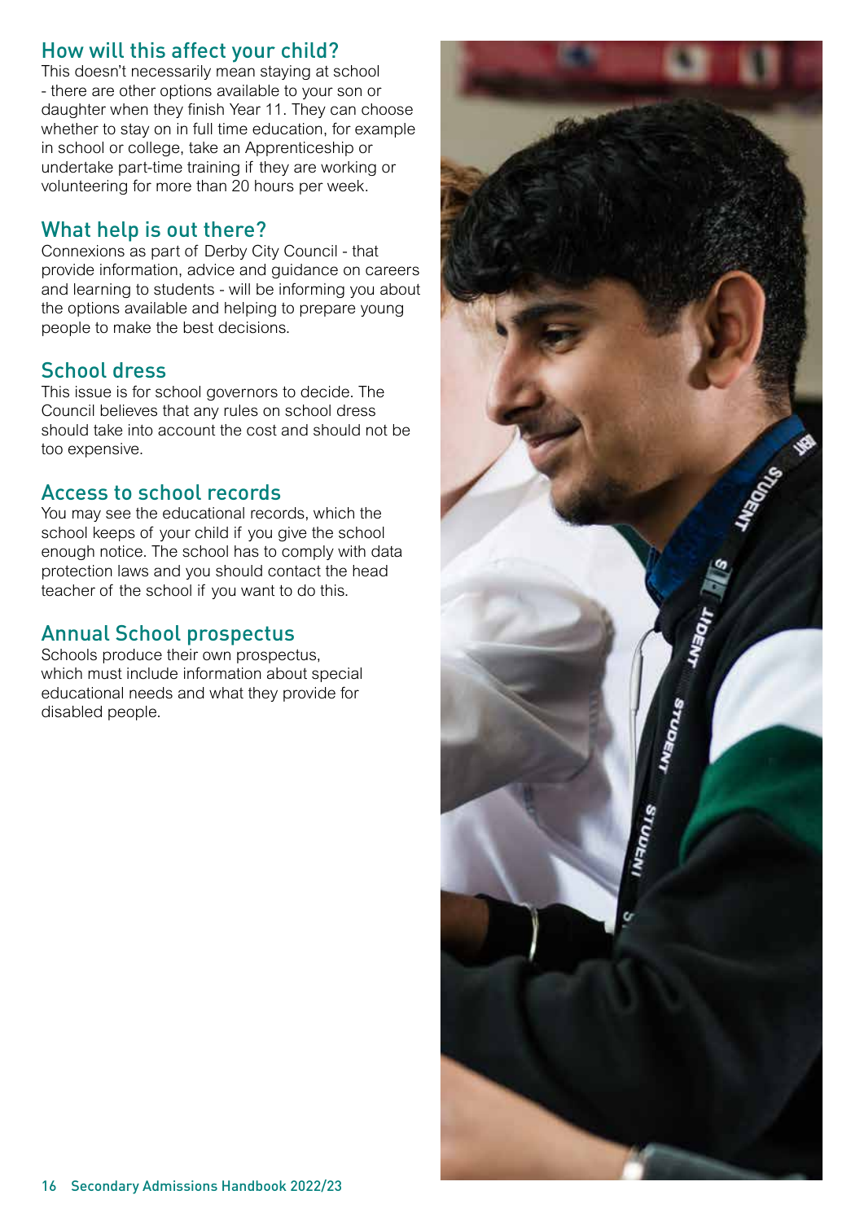## How will this affect your child?

This doesn't necessarily mean staying at school - there are other options available to your son or daughter when they finish Year 11. They can choose whether to stay on in full time education, for example in school or college, take an Apprenticeship or undertake part-time training if they are working or volunteering for more than 20 hours per week.

## What help is out there?

Connexions as part of Derby City Council - that provide information, advice and guidance on careers and learning to students - will be informing you about the options available and helping to prepare young people to make the best decisions.

## School dress

This issue is for school governors to decide. The Council believes that any rules on school dress should take into account the cost and should not be too expensive.

## Access to school records

You may see the educational records, which the school keeps of your child if you give the school enough notice. The school has to comply with data protection laws and you should contact the head teacher of the school if you want to do this.

## Annual School prospectus

Schools produce their own prospectus, which must include information about special educational needs and what they provide for disabled people.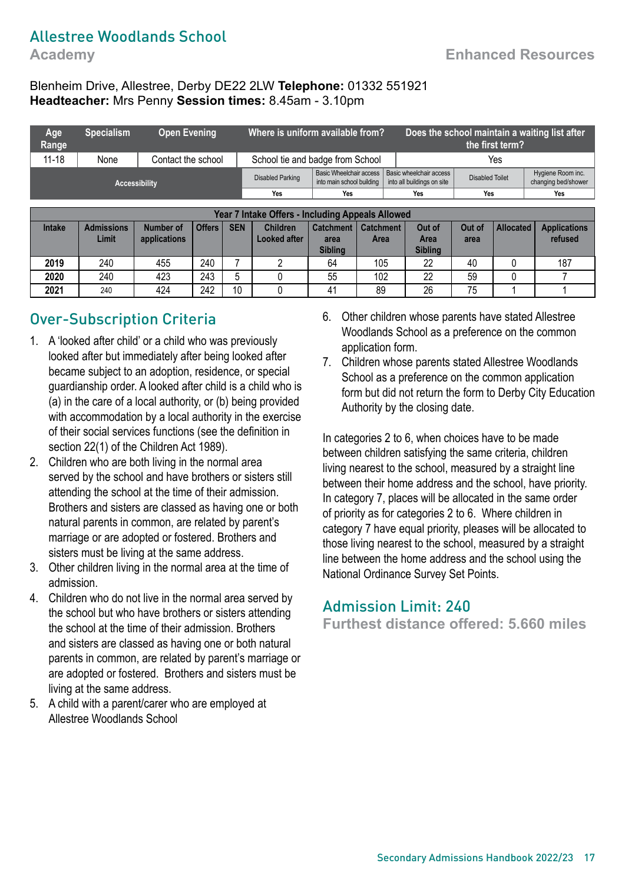# Allestree Woodlands School

## Academy

## Enhanced Resources

Blenheim Drive, Allestree, Derby DE22 2LW **Telephone:** 01332 551921
**Headteacher:** Mrs Penny **Session times:** 8.45am - 3.10pm

| Age Range | Specialism | Open Evening | Where is uniform available from? | Does the school maintain a waiting list after the first term? |
|---|---|---|---|---|
| 11-18 | None | Contact the school | School tie and badge from School | Yes |

| Accessibility | Disabled Parking | Basic Wheelchair access into main school building | Basic wheelchair access into all buildings on site | Disabled Toilet | Hygiene Room inc. changing bed/shower |
|---|---|---|---|---|---|
| | Yes | Yes | Yes | Yes | Yes |

| Year 7 Intake Offers - Including Appeals Allowed | | | | | | | | | | | |
|---|---|---|---|---|---|---|---|---|---|---|---|
| Intake | Admissions Limit | Number of applications | Offers | SEN | Children Looked after | Catchment area Sibling | Catchment Area | Out of Area Sibling | Out of area | Allocated | Applications refused |
| **2019** | 240 | 455 | 240 | 7 | 2 | 64 | 105 | 22 | 40 | 0 | 187 |
| **2020** | 240 | 423 | 243 | 5 | 0 | 55 | 102 | 22 | 59 | 0 | 7 |
| **2021** | 240 | 424 | 242 | 10 | 0 | 41 | 89 | 26 | 75 | 1 | 1 |

## Over-Subscription Criteria

1. A 'looked after child' or a child who was previously looked after but immediately after being looked after became subject to an adoption, residence, or special guardianship order. A looked after child is a child who is (a) in the care of a local authority, or (b) being provided with accommodation by a local authority in the exercise of their social services functions (see the definition in section 22(1) of the Children Act 1989).
2. Children who are both living in the normal area served by the school and have brothers or sisters still attending the school at the time of their admission. Brothers and sisters are classed as having one or both natural parents in common, are related by parent's marriage or are adopted or fostered. Brothers and sisters must be living at the same address.
3. Other children living in the normal area at the time of admission.
4. Children who do not live in the normal area served by the school but who have brothers or sisters attending the school at the time of their admission. Brothers and sisters are classed as having one or both natural parents in common, are related by parent's marriage or are adopted or fostered. Brothers and sisters must be living at the same address.
5. A child with a parent/carer who are employed at Allestree Woodlands School
6. Other children whose parents have stated Allestree Woodlands School as a preference on the common application form.
7. Children whose parents stated Allestree Woodlands School as a preference on the common application form but did not return the form to Derby City Education Authority by the closing date.

In categories 2 to 6, when choices have to be made between children satisfying the same criteria, children living nearest to the school, measured by a straight line between their home address and the school, have priority. In category 7, places will be allocated in the same order of priority as for categories 2 to 6. Where children in category 7 have equal priority, pleases will be allocated to those living nearest to the school, measured by a straight line between the home address and the school using the National Ordinance Survey Set Points.

## Admission Limit: 240

### Furthest distance offered: 5.660 miles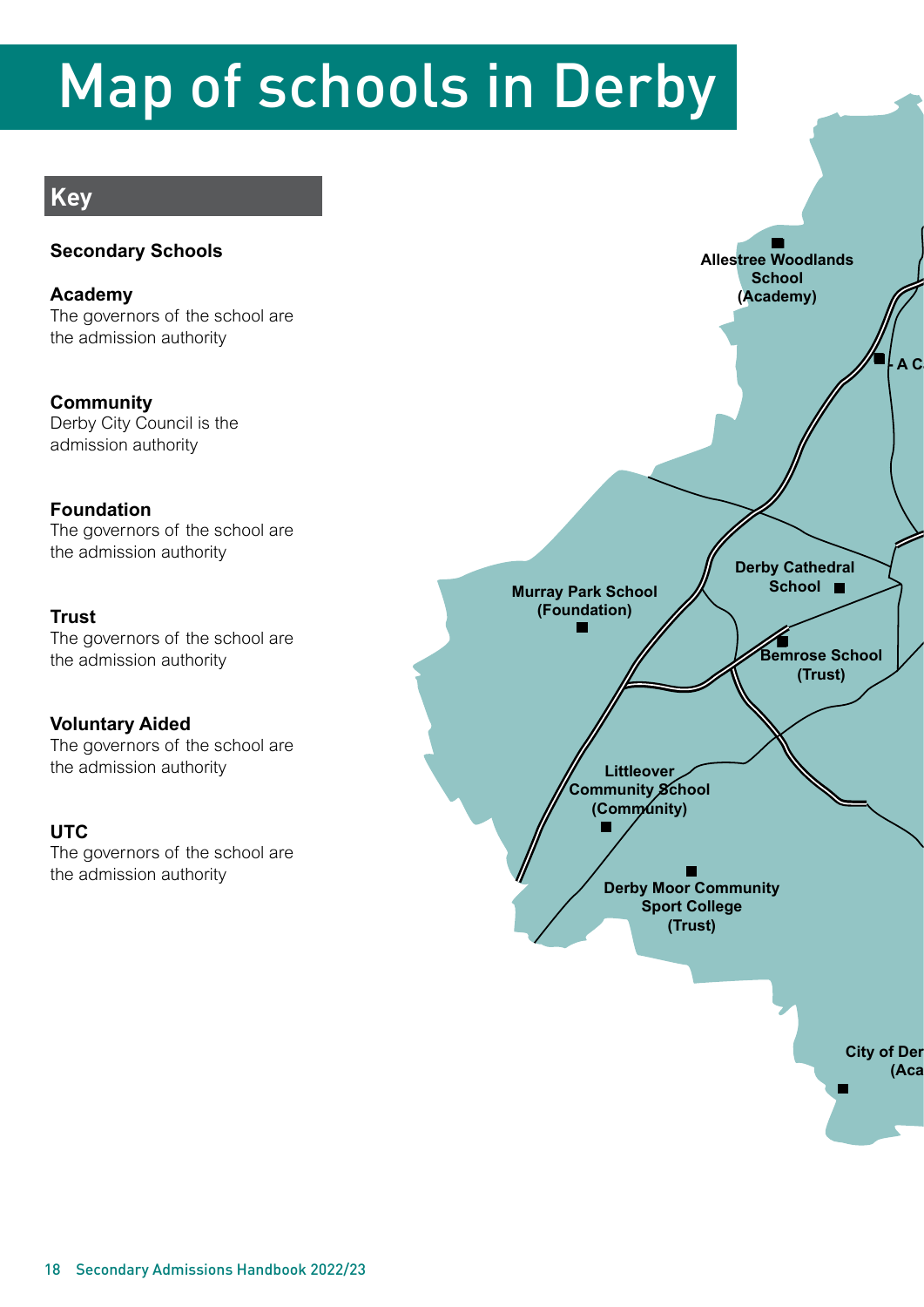# Map of schools in Derby

## Key

**Secondary Schools**

**Academy**
The governors of the school are the admission authority

**Community**
Derby City Council is the admission authority

**Foundation**
The governors of the school are the admission authority

**Trust**
The governors of the school are the admission authority

**Voluntary Aided**
The governors of the school are the admission authority

**UTC**
The governors of the school are the admission authority

Allestree Woodlands School (Academy)

A C

Murray Park School (Foundation)

Derby Cathedral School

Bemrose School (Trust)

Littleover Community School (Community)

Derby Moor Community Sport College (Trust)

City of Der (Aca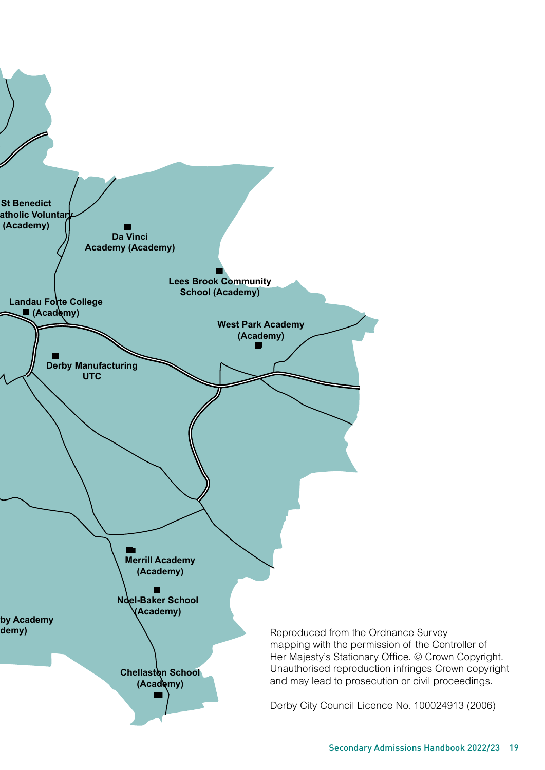St Benedict
atholic Voluntary
(Academy)

Da Vinci
Academy (Academy)

Lees Brook Community
School (Academy)

Landau Forte College
(Academy)

West Park Academy
(Academy)

Derby Manufacturing
UTC

Merrill Academy
(Academy)

Noel-Baker School
(Academy)

by Academy
demy)

Chellaston School
(Academy)

Reproduced from the Ordnance Survey mapping with the permission of the Controller of Her Majesty's Stationary Office. © Crown Copyright. Unauthorised reproduction infringes Crown copyright and may lead to prosecution or civil proceedings.

Derby City Council Licence No. 100024913 (2006)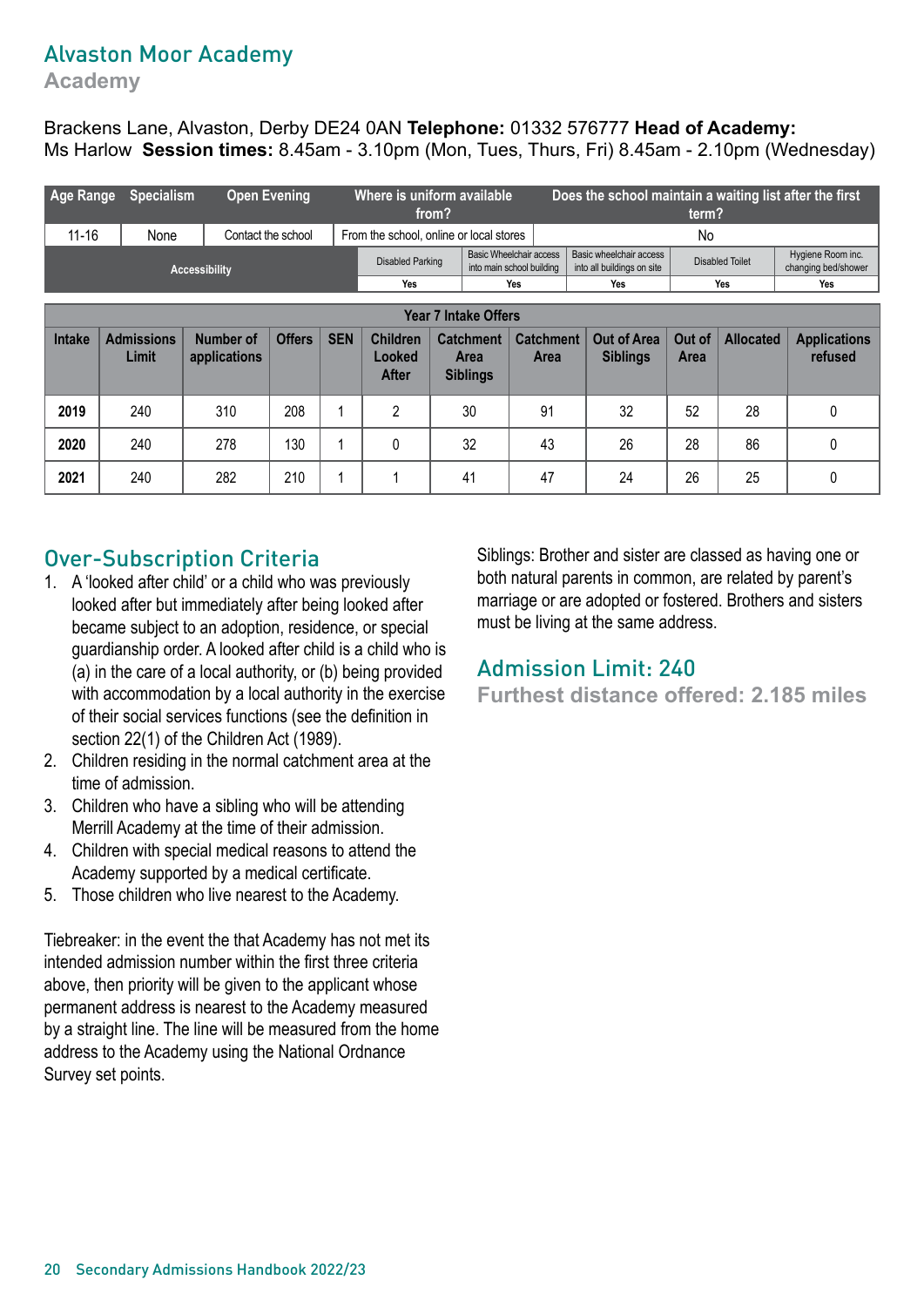# Alvaston Moor Academy

## Academy

Brackens Lane, Alvaston, Derby DE24 0AN **Telephone:** 01332 576777 **Head of Academy:** Ms Harlow **Session times:** 8.45am - 3.10pm (Mon, Tues, Thurs, Fri) 8.45am - 2.10pm (Wednesday)

| Age Range | Specialism | Open Evening | Where is uniform available from? | Does the school maintain a waiting list after the first term? |
|---|---|---|---|---|
| 11-16 | None | Contact the school | From the school, online or local stores | No |

| Accessibility | Disabled Parking | Basic Wheelchair access into main school building | Basic wheelchair access into all buildings on site | Disabled Toilet | Hygiene Room inc. changing bed/shower |
|---|---|---|---|---|---|
| | Yes | Yes | Yes | Yes | Yes |

| Year 7 Intake Offers | | | | | | | | | | | |
|---|---|---|---|---|---|---|---|---|---|---|---|
| Intake | Admissions Limit | Number of applications | Offers | SEN | Children Looked After | Catchment Area Siblings | Catchment Area | Out of Area Siblings | Out of Area | Allocated | Applications refused |
| 2019 | 240 | 310 | 208 | 1 | 2 | 30 | 91 | 32 | 52 | 28 | 0 |
| 2020 | 240 | 278 | 130 | 1 | 0 | 32 | 43 | 26 | 28 | 86 | 0 |
| 2021 | 240 | 282 | 210 | 1 | 1 | 41 | 47 | 24 | 26 | 25 | 0 |

## Over-Subscription Criteria

1. A 'looked after child' or a child who was previously looked after but immediately after being looked after became subject to an adoption, residence, or special guardianship order. A looked after child is a child who is (a) in the care of a local authority, or (b) being provided with accommodation by a local authority in the exercise of their social services functions (see the definition in section 22(1) of the Children Act (1989).
2. Children residing in the normal catchment area at the time of admission.
3. Children who have a sibling who will be attending Merrill Academy at the time of their admission.
4. Children with special medical reasons to attend the Academy supported by a medical certificate.
5. Those children who live nearest to the Academy.

Tiebreaker: in the event the that Academy has not met its intended admission number within the first three criteria above, then priority will be given to the applicant whose permanent address is nearest to the Academy measured by a straight line. The line will be measured from the home address to the Academy using the National Ordnance Survey set points.

Siblings: Brother and sister are classed as having one or both natural parents in common, are related by parent's marriage or are adopted or fostered. Brothers and sisters must be living at the same address.

## Admission Limit: 240

**Furthest distance offered: 2.185 miles**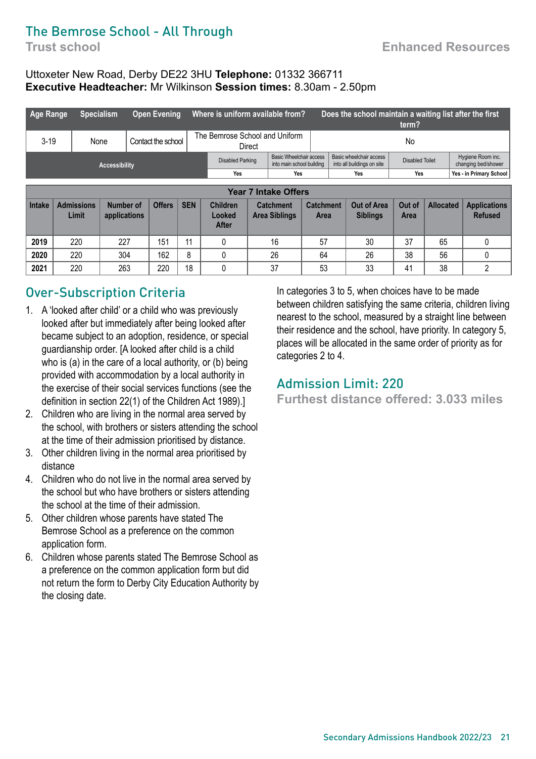# The Bemrose School - All Through

**Trust school**

**Enhanced Resources**

Uttoxeter New Road, Derby DE22 3HU **Telephone:** 01332 366711
**Executive Headteacher:** Mr Wilkinson **Session times:** 8.30am - 2.50pm

| Age Range | Specialism | Open Evening | Where is uniform available from? | Does the school maintain a waiting list after the first term? |
|---|---|---|---|---|
| 3-19 | None | Contact the school | The Bemrose School and Uniform Direct | No |

| Accessibility | Disabled Parking | Basic Wheelchair access into main school building | Basic wheelchair access into all buildings on site | Disabled Toilet | Hygiene Room inc. changing bed/shower |
|---|---|---|---|---|---|
| | Yes | Yes | Yes | Yes | Yes - in Primary School |

| Year 7 Intake Offers | | | | | | | | | | | |
|---|---|---|---|---|---|---|---|---|---|---|---|
| Intake | Admissions Limit | Number of applications | Offers | SEN | Children Looked After | Catchment Area Siblings | Catchment Area | Out of Area Siblings | Out of Area | Allocated | Applications Refused |
| 2019 | 220 | 227 | 151 | 11 | 0 | 16 | 57 | 30 | 37 | 65 | 0 |
| 2020 | 220 | 304 | 162 | 8 | 0 | 26 | 64 | 26 | 38 | 56 | 0 |
| 2021 | 220 | 263 | 220 | 18 | 0 | 37 | 53 | 33 | 41 | 38 | 2 |

## Over-Subscription Criteria

1. A 'looked after child' or a child who was previously looked after but immediately after being looked after became subject to an adoption, residence, or special guardianship order. [A looked after child is a child who is (a) in the care of a local authority, or (b) being provided with accommodation by a local authority in the exercise of their social services functions (see the definition in section 22(1) of the Children Act 1989).]
2. Children who are living in the normal area served by the school, with brothers or sisters attending the school at the time of their admission prioritised by distance.
3. Other children living in the normal area prioritised by distance
4. Children who do not live in the normal area served by the school but who have brothers or sisters attending the school at the time of their admission.
5. Other children whose parents have stated The Bemrose School as a preference on the common application form.
6. Children whose parents stated The Bemrose School as a preference on the common application form but did not return the form to Derby City Education Authority by the closing date.

In categories 3 to 5, when choices have to be made between children satisfying the same criteria, children living nearest to the school, measured by a straight line between their residence and the school, have priority. In category 5, places will be allocated in the same order of priority as for categories 2 to 4.

## Admission Limit: 220

**Furthest distance offered: 3.033 miles**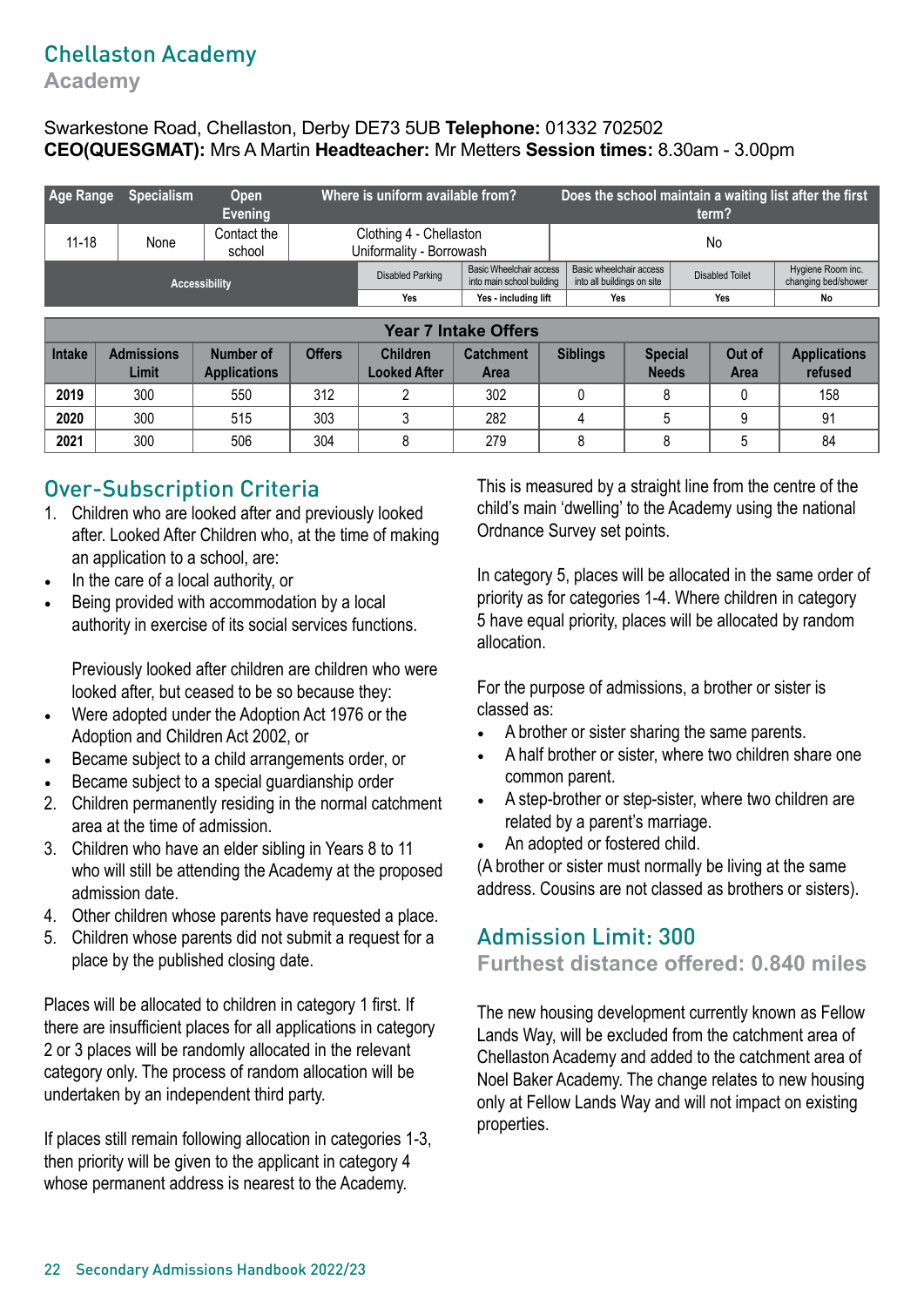# Chellaston Academy

## Academy

Swarkestone Road, Chellaston, Derby DE73 5UB **Telephone:** 01332 702502
**CEO(QUESGMAT):** Mrs A Martin **Headteacher:** Mr Metters **Session times:** 8.30am - 3.00pm

| Age Range | Specialism | Open Evening | Where is uniform available from? | Does the school maintain a waiting list after the first term? |
|---|---|---|---|---|
| 11-18 | None | Contact the school | Clothing 4 - Chellaston Uniformality - Borrowash | No |

| Accessibility | Disabled Parking | Basic Wheelchair access into main school building | Basic wheelchair access into all buildings on site | Disabled Toilet | Hygiene Room inc. changing bed/shower |
|---|---|---|---|---|---|
| | Yes | Yes - including lift | Yes | Yes | No |

| Year 7 Intake Offers | | | | | | | | | |
|---|---|---|---|---|---|---|---|---|---|
| Intake | Admissions Limit | Number of Applications | Offers | Children Looked After | Catchment Area | Siblings | Special Needs | Out of Area | Applications refused |
| **2019** | 300 | 550 | 312 | 2 | 302 | 0 | 8 | 0 | 158 |
| **2020** | 300 | 515 | 303 | 3 | 282 | 4 | 5 | 9 | 91 |
| **2021** | 300 | 506 | 304 | 8 | 279 | 8 | 8 | 5 | 84 |

## Over-Subscription Criteria

1. Children who are looked after and previously looked after. Looked After Children who, at the time of making an application to a school, are:
   - In the care of a local authority, or
   - Being provided with accommodation by a local authority in exercise of its social services functions.

   Previously looked after children are children who were looked after, but ceased to be so because they:
   - Were adopted under the Adoption Act 1976 or the Adoption and Children Act 2002, or
   - Became subject to a child arrangements order, or
   - Became subject to a special guardianship order
2. Children permanently residing in the normal catchment area at the time of admission.
3. Children who have an elder sibling in Years 8 to 11 who will still be attending the Academy at the proposed admission date.
4. Other children whose parents have requested a place.
5. Children whose parents did not submit a request for a place by the published closing date.

Places will be allocated to children in category 1 first. If there are insufficient places for all applications in category 2 or 3 places will be randomly allocated in the relevant category only. The process of random allocation will be undertaken by an independent third party.

If places still remain following allocation in categories 1-3, then priority will be given to the applicant in category 4 whose permanent address is nearest to the Academy.

This is measured by a straight line from the centre of the child's main 'dwelling' to the Academy using the national Ordnance Survey set points.

In category 5, places will be allocated in the same order of priority as for categories 1-4. Where children in category 5 have equal priority, places will be allocated by random allocation.

For the purpose of admissions, a brother or sister is classed as:

- A brother or sister sharing the same parents.
- A half brother or sister, where two children share one common parent.
- A step-brother or step-sister, where two children are related by a parent's marriage.
- An adopted or fostered child.

(A brother or sister must normally be living at the same address. Cousins are not classed as brothers or sisters).

## Admission Limit: 300

### Furthest distance offered: 0.840 miles

The new housing development currently known as Fellow Lands Way, will be excluded from the catchment area of Chellaston Academy and added to the catchment area of Noel Baker Academy. The change relates to new housing only at Fellow Lands Way and will not impact on existing properties.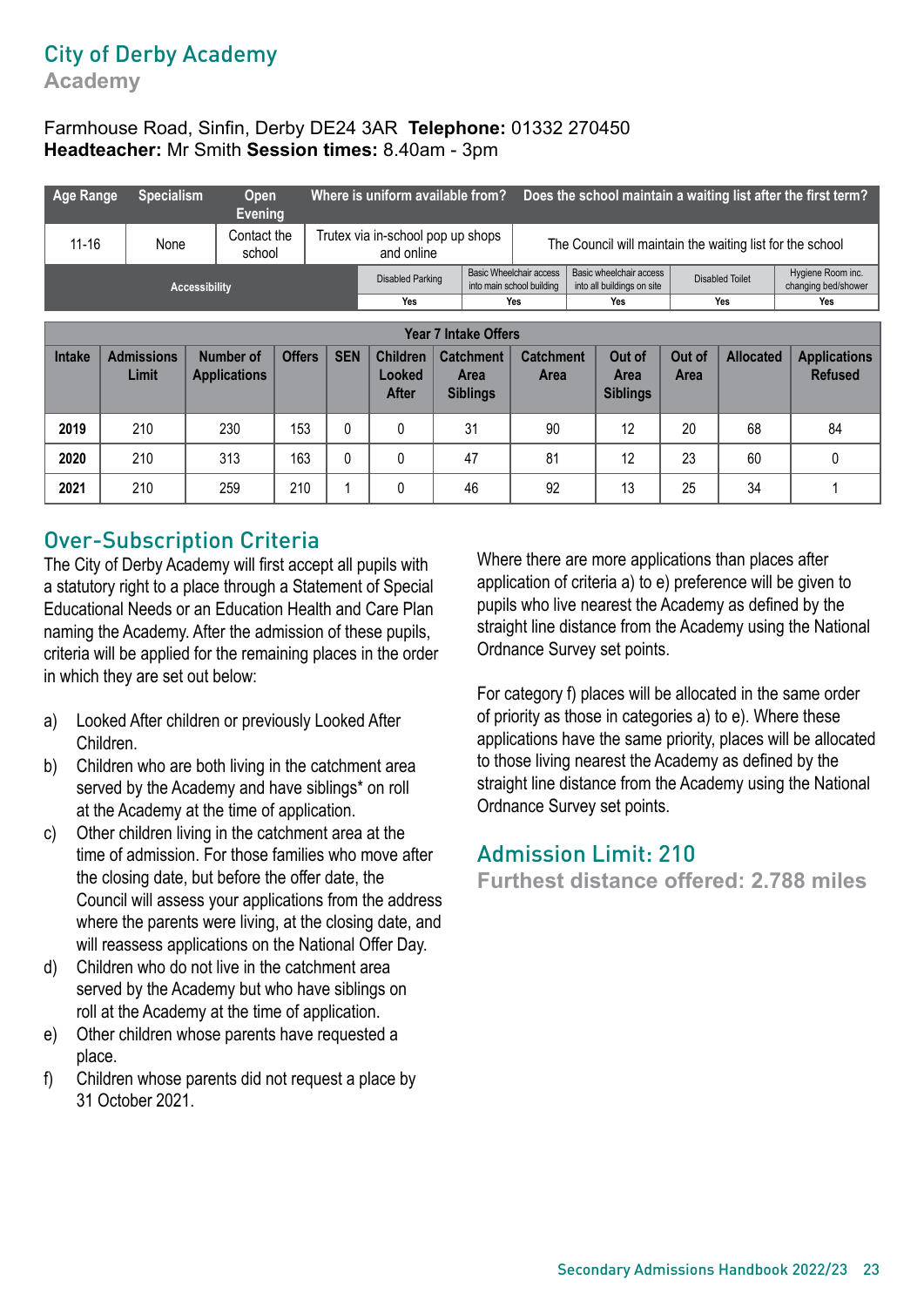## City of Derby Academy

### Academy

Farmhouse Road, Sinfin, Derby DE24 3AR **Telephone:** 01332 270450
**Headteacher:** Mr Smith **Session times:** 8.40am - 3pm

| Age Range | Specialism | Open Evening | Where is uniform available from? | Does the school maintain a waiting list after the first term? |
|---|---|---|---|---|
| 11-16 | None | Contact the school | Trutex via in-school pop up shops and online | The Council will maintain the waiting list for the school |

| Accessibility | Disabled Parking | Basic Wheelchair access into main school building | Basic wheelchair access into all buildings on site | Disabled Toilet | Hygiene Room inc. changing bed/shower |
|---|---|---|---|---|---|
| | Yes | Yes | Yes | Yes | Yes |

| Year 7 Intake Offers | | | | | | | | | | | |
|---|---|---|---|---|---|---|---|---|---|---|---|
| Intake | Admissions Limit | Number of Applications | Offers | SEN | Children Looked After | Catchment Area Siblings | Catchment Area | Out of Area Siblings | Out of Area | Allocated | Applications Refused |
| **2019** | 210 | 230 | 153 | 0 | 0 | 31 | 90 | 12 | 20 | 68 | 84 |
| **2020** | 210 | 313 | 163 | 0 | 0 | 47 | 81 | 12 | 23 | 60 | 0 |
| **2021** | 210 | 259 | 210 | 1 | 0 | 46 | 92 | 13 | 25 | 34 | 1 |

## Over-Subscription Criteria

The City of Derby Academy will first accept all pupils with a statutory right to a place through a Statement of Special Educational Needs or an Education Health and Care Plan naming the Academy. After the admission of these pupils, criteria will be applied for the remaining places in the order in which they are set out below:

a) Looked After children or previously Looked After Children.
b) Children who are both living in the catchment area served by the Academy and have siblings* on roll at the Academy at the time of application.
c) Other children living in the catchment area at the time of admission. For those families who move after the closing date, but before the offer date, the Council will assess your applications from the address where the parents were living, at the closing date, and will reassess applications on the National Offer Day.
d) Children who do not live in the catchment area served by the Academy but who have siblings on roll at the Academy at the time of application.
e) Other children whose parents have requested a place.
f) Children whose parents did not request a place by 31 October 2021.

Where there are more applications than places after application of criteria a) to e) preference will be given to pupils who live nearest the Academy as defined by the straight line distance from the Academy using the National Ordnance Survey set points.

For category f) places will be allocated in the same order of priority as those in categories a) to e). Where these applications have the same priority, places will be allocated to those living nearest the Academy as defined by the straight line distance from the Academy using the National Ordnance Survey set points.

## Admission Limit: 210

### Furthest distance offered: 2.788 miles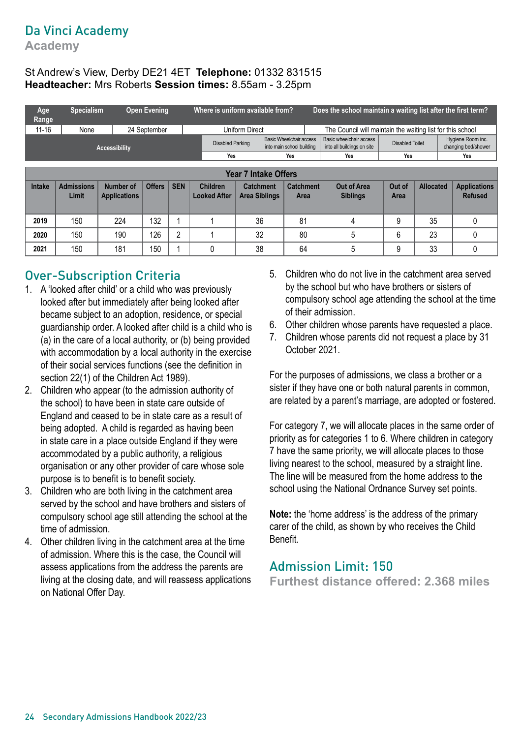## Da Vinci Academy

**Academy**

St Andrew's View, Derby DE21 4ET **Telephone:** 01332 831515
**Headteacher:** Mrs Roberts **Session times:** 8.55am - 3.25pm

| Age Range | Specialism | Open Evening | Where is uniform available from? | Does the school maintain a waiting list after the first term? |
|---|---|---|---|---|
| 11-16 | None | 24 September | Uniform Direct | The Council will maintain the waiting list for this school |

| Accessibility | Disabled Parking | Basic Wheelchair access into main school building | Basic wheelchair access into all buildings on site | Disabled Toilet | Hygiene Room inc. changing bed/shower |
|---|---|---|---|---|---|
| | Yes | Yes | Yes | Yes | Yes |

| Year 7 Intake Offers | | | | | | | | | | | |
|---|---|---|---|---|---|---|---|---|---|---|---|
| Intake | Admissions Limit | Number of Applications | Offers | SEN | Children Looked After | Catchment Area Siblings | Catchment Area | Out of Area Siblings | Out of Area | Allocated | Applications Refused |
| 2019 | 150 | 224 | 132 | 1 | 1 | 36 | 81 | 4 | 9 | 35 | 0 |
| 2020 | 150 | 190 | 126 | 2 | 1 | 32 | 80 | 5 | 6 | 23 | 0 |
| 2021 | 150 | 181 | 150 | 1 | 0 | 38 | 64 | 5 | 9 | 33 | 0 |

## Over-Subscription Criteria

1. A 'looked after child' or a child who was previously looked after but immediately after being looked after became subject to an adoption, residence, or special guardianship order. A looked after child is a child who is (a) in the care of a local authority, or (b) being provided with accommodation by a local authority in the exercise of their social services functions (see the definition in section 22(1) of the Children Act 1989).
2. Children who appear (to the admission authority of the school) to have been in state care outside of England and ceased to be in state care as a result of being adopted. A child is regarded as having been in state care in a place outside England if they were accommodated by a public authority, a religious organisation or any other provider of care whose sole purpose is to benefit is to benefit society.
3. Children who are both living in the catchment area served by the school and have brothers and sisters of compulsory school age still attending the school at the time of admission.
4. Other children living in the catchment area at the time of admission. Where this is the case, the Council will assess applications from the address the parents are living at the closing date, and will reassess applications on National Offer Day.
5. Children who do not live in the catchment area served by the school but who have brothers or sisters of compulsory school age attending the school at the time of their admission.
6. Other children whose parents have requested a place.
7. Children whose parents did not request a place by 31 October 2021.

For the purposes of admissions, we class a brother or a sister if they have one or both natural parents in common, are related by a parent's marriage, are adopted or fostered.

For category 7, we will allocate places in the same order of priority as for categories 1 to 6. Where children in category 7 have the same priority, we will allocate places to those living nearest to the school, measured by a straight line. The line will be measured from the home address to the school using the National Ordnance Survey set points.

**Note:** the 'home address' is the address of the primary carer of the child, as shown by who receives the Child Benefit.

## Admission Limit: 150

**Furthest distance offered: 2.368 miles**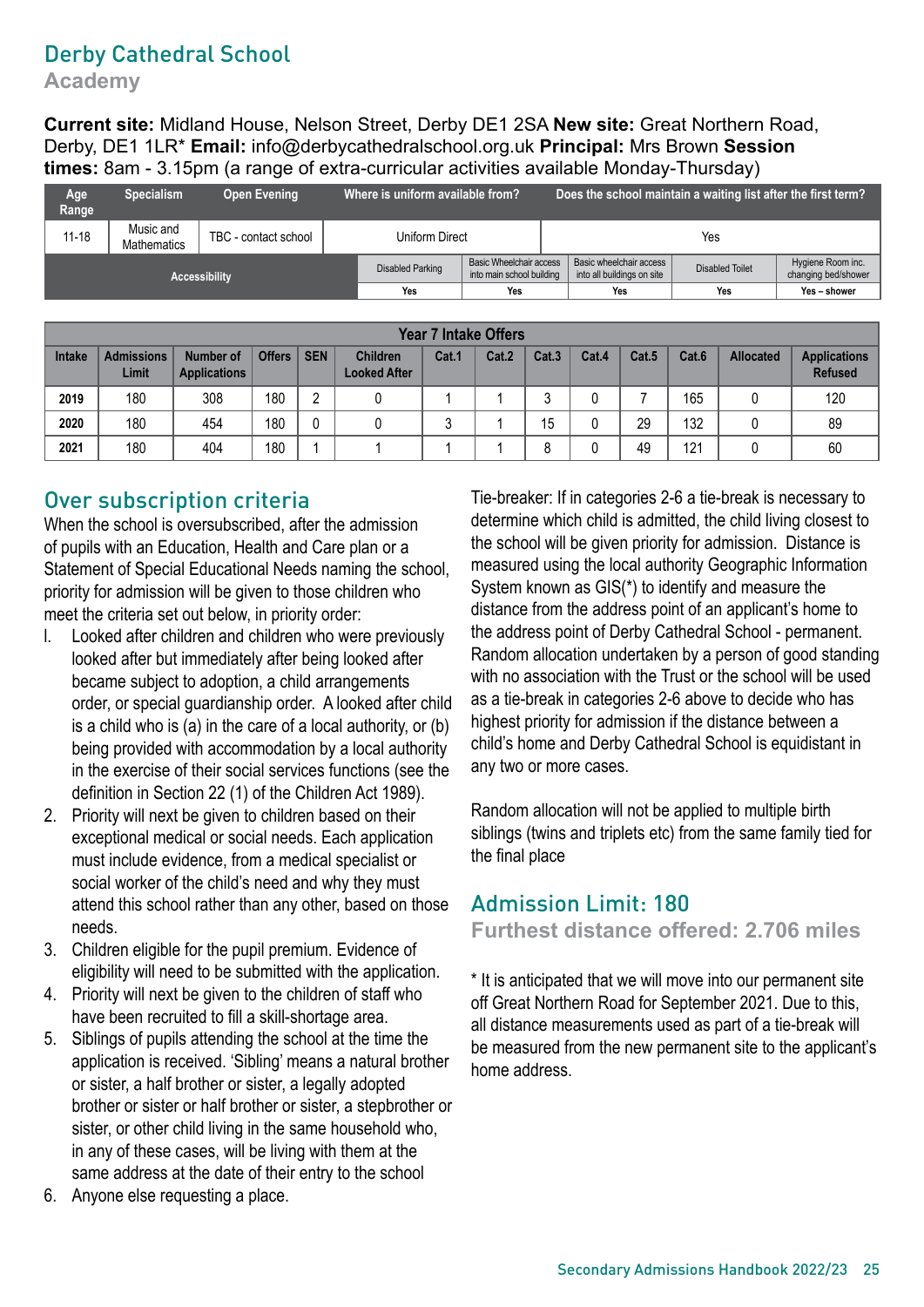# Derby Cathedral School

## Academy

**Current site:** Midland House, Nelson Street, Derby DE1 2SA **New site:** Great Northern Road, Derby, DE1 1LR* **Email:** info@derbycathedralschool.org.uk **Principal:** Mrs Brown **Session times:** 8am - 3.15pm (a range of extra-curricular activities available Monday-Thursday)

| Age Range | Specialism | Open Evening | Where is uniform available from? | Does the school maintain a waiting list after the first term? |
|---|---|---|---|---|
| 11-18 | Music and Mathematics | TBC - contact school | Uniform Direct | Yes |

| Accessibility | Disabled Parking | Basic Wheelchair access into main school building | Basic wheelchair access into all buildings on site | Disabled Toilet | Hygiene Room inc. changing bed/shower |
|---|---|---|---|---|---|
| | Yes | Yes | Yes | Yes | Yes – shower |

| Year 7 Intake Offers | | | | | | | | | | | | | | |
|---|---|---|---|---|---|---|---|---|---|---|---|---|---|---|
| Intake | Admissions Limit | Number of Applications | Offers | SEN | Children Looked After | Cat.1 | Cat.2 | Cat.3 | Cat.4 | Cat.5 | Cat.6 | Allocated | Applications Refused |
| 2019 | 180 | 308 | 180 | 2 | 0 | 1 | 1 | 3 | 0 | 7 | 165 | 0 | 120 |
| 2020 | 180 | 454 | 180 | 0 | 0 | 3 | 1 | 15 | 0 | 29 | 132 | 0 | 89 |
| 2021 | 180 | 404 | 180 | 1 | 1 | 1 | 1 | 8 | 0 | 49 | 121 | 0 | 60 |

## Over subscription criteria

When the school is oversubscribed, after the admission of pupils with an Education, Health and Care plan or a Statement of Special Educational Needs naming the school, priority for admission will be given to those children who meet the criteria set out below, in priority order:

1. Looked after children and children who were previously looked after but immediately after being looked after became subject to adoption, a child arrangements order, or special guardianship order. A looked after child is a child who is (a) in the care of a local authority, or (b) being provided with accommodation by a local authority in the exercise of their social services functions (see the definition in Section 22 (1) of the Children Act 1989).
2. Priority will next be given to children based on their exceptional medical or social needs. Each application must include evidence, from a medical specialist or social worker of the child's need and why they must attend this school rather than any other, based on those needs.
3. Children eligible for the pupil premium. Evidence of eligibility will need to be submitted with the application.
4. Priority will next be given to the children of staff who have been recruited to fill a skill-shortage area.
5. Siblings of pupils attending the school at the time the application is received. 'Sibling' means a natural brother or sister, a half brother or sister, a legally adopted brother or sister or half brother or sister, a stepbrother or sister, or other child living in the same household who, in any of these cases, will be living with them at the same address at the date of their entry to the school
6. Anyone else requesting a place.

Tie-breaker: If in categories 2-6 a tie-break is necessary to determine which child is admitted, the child living closest to the school will be given priority for admission. Distance is measured using the local authority Geographic Information System known as GIS(*) to identify and measure the distance from the address point of an applicant's home to the address point of Derby Cathedral School - permanent. Random allocation undertaken by a person of good standing with no association with the Trust or the school will be used as a tie-break in categories 2-6 above to decide who has highest priority for admission if the distance between a child's home and Derby Cathedral School is equidistant in any two or more cases.

Random allocation will not be applied to multiple birth siblings (twins and triplets etc) from the same family tied for the final place

## Admission Limit: 180

### Furthest distance offered: 2.706 miles

* It is anticipated that we will move into our permanent site off Great Northern Road for September 2021. Due to this, all distance measurements used as part of a tie-break will be measured from the new permanent site to the applicant's home address.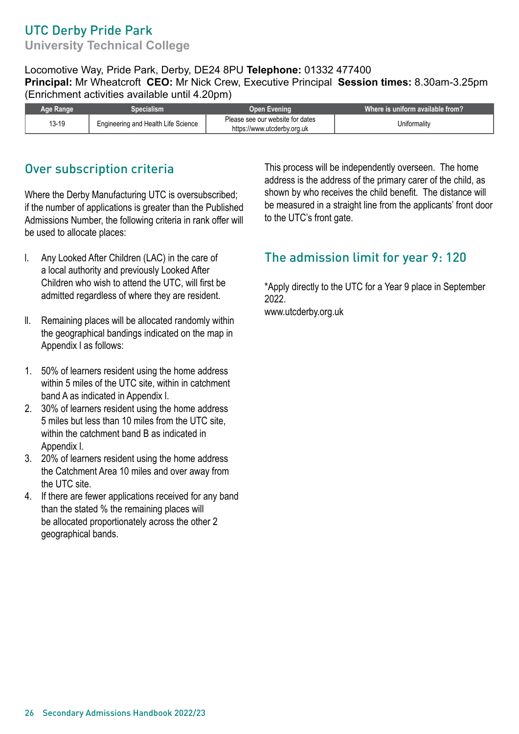## UTC Derby Pride Park

### University Technical College

Locomotive Way, Pride Park, Derby, DE24 8PU **Telephone:** 01332 477400
**Principal:** Mr Wheatcroft **CEO:** Mr Nick Crew, Executive Principal **Session times:** 8.30am-3.25pm (Enrichment activities available until 4.20pm)

| Age Range | Specialism | Open Evening | Where is uniform available from? |
|---|---|---|---|
| 13-19 | Engineering and Health Life Science | Please see our website for dates https://www.utcderby.org.uk | Uniformality |

### Over subscription criteria

Where the Derby Manufacturing UTC is oversubscribed; if the number of applications is greater than the Published Admissions Number, the following criteria in rank offer will be used to allocate places:

I. Any Looked After Children (LAC) in the care of a local authority and previously Looked After Children who wish to attend the UTC, will first be admitted regardless of where they are resident.

II. Remaining places will be allocated randomly within the geographical bandings indicated on the map in Appendix I as follows:

1. 50% of learners resident using the home address within 5 miles of the UTC site, within in catchment band A as indicated in Appendix I.
2. 30% of learners resident using the home address 5 miles but less than 10 miles from the UTC site, within the catchment band B as indicated in Appendix I.
3. 20% of learners resident using the home address the Catchment Area 10 miles and over away from the UTC site.
4. If there are fewer applications received for any band than the stated % the remaining places will be allocated proportionately across the other 2 geographical bands.

This process will be independently overseen. The home address is the address of the primary carer of the child, as shown by who receives the child benefit. The distance will be measured in a straight line from the applicants' front door to the UTC's front gate.

### The admission limit for year 9: 120

*Apply directly to the UTC for a Year 9 place in September 2022.
www.utcderby.org.uk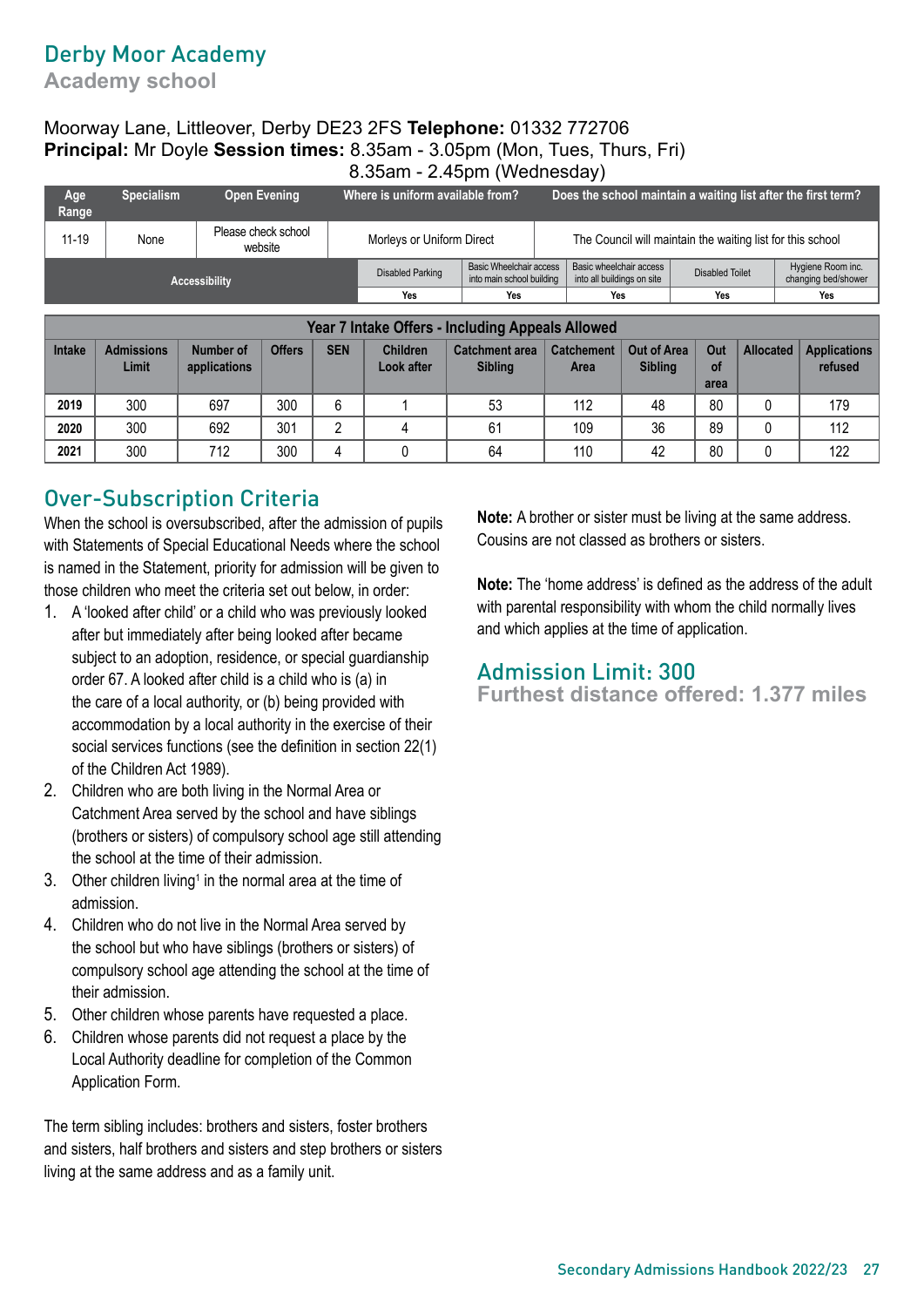# Derby Moor Academy

## Academy school

Moorway Lane, Littleover, Derby DE23 2FS **Telephone:** 01332 772706
**Principal:** Mr Doyle **Session times:** 8.35am - 3.05pm (Mon, Tues, Thurs, Fri)
8.35am - 2.45pm (Wednesday)

| Age Range | Specialism | Open Evening | Where is uniform available from? | Does the school maintain a waiting list after the first term? |
|---|---|---|---|---|
| 11-19 | None | Please check school website | Morleys or Uniform Direct | The Council will maintain the waiting list for this school |

| Accessibility | Disabled Parking | Basic Wheelchair access into main school building | Basic wheelchair access into all buildings on site | Disabled Toilet | Hygiene Room inc. changing bed/shower |
|---|---|---|---|---|---|
| | Yes | Yes | Yes | Yes | Yes |

| Year 7 Intake Offers - Including Appeals Allowed | | | | | | | | | | | |
|---|---|---|---|---|---|---|---|---|---|---|---|
| Intake | Admissions Limit | Number of applications | Offers | SEN | Children Look after | Catchment area Sibling | Catchment Area | Out of Area Sibling | Out of area | Allocated | Applications refused |
| 2019 | 300 | 697 | 300 | 6 | 1 | 53 | 112 | 48 | 80 | 0 | 179 |
| 2020 | 300 | 692 | 301 | 2 | 4 | 61 | 109 | 36 | 89 | 0 | 112 |
| 2021 | 300 | 712 | 300 | 4 | 0 | 64 | 110 | 42 | 80 | 0 | 122 |

## Over-Subscription Criteria

When the school is oversubscribed, after the admission of pupils with Statements of Special Educational Needs where the school is named in the Statement, priority for admission will be given to those children who meet the criteria set out below, in order:

1. A 'looked after child' or a child who was previously looked after but immediately after being looked after became subject to an adoption, residence, or special guardianship order 67. A looked after child is a child who is (a) in the care of a local authority, or (b) being provided with accommodation by a local authority in the exercise of their social services functions (see the definition in section 22(1) of the Children Act 1989).
2. Children who are both living in the Normal Area or Catchment Area served by the school and have siblings (brothers or sisters) of compulsory school age still attending the school at the time of their admission.
3. Other children living[1] in the normal area at the time of admission.
4. Children who do not live in the Normal Area served by the school but who have siblings (brothers or sisters) of compulsory school age attending the school at the time of their admission.
5. Other children whose parents have requested a place.
6. Children whose parents did not request a place by the Local Authority deadline for completion of the Common Application Form.

The term sibling includes: brothers and sisters, foster brothers and sisters, half brothers and sisters and step brothers or sisters living at the same address and as a family unit.

**Note:** A brother or sister must be living at the same address. Cousins are not classed as brothers or sisters.

**Note:** The 'home address' is defined as the address of the adult with parental responsibility with whom the child normally lives and which applies at the time of application.

## Admission Limit: 300

### Furthest distance offered: 1.377 miles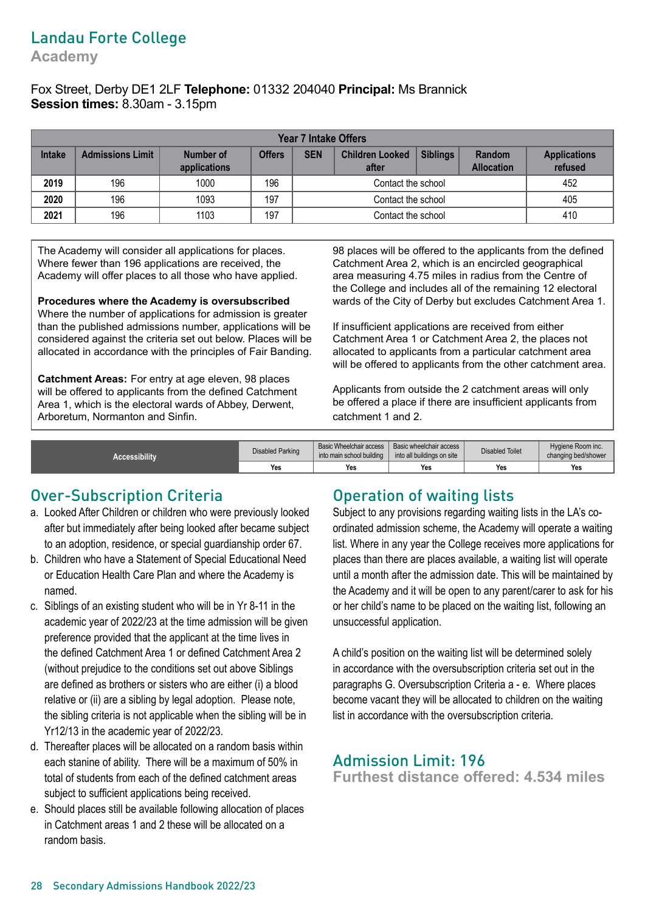# Landau Forte College

## Academy

Fox Street, Derby DE1 2LF **Telephone:** 01332 204040 **Principal:** Ms Brannick
**Session times:** 8.30am - 3.15pm

| Year 7 Intake Offers | | | | | | | | |
|---|---|---|---|---|---|---|---|---|
| Intake | Admissions Limit | Number of applications | Offers | SEN | Children Looked after | Siblings | Random Allocation | Applications refused |
| 2019 | 196 | 1000 | 196 | Contact the school | | | | 452 |
| 2020 | 196 | 1093 | 197 | Contact the school | | | | 405 |
| 2021 | 196 | 1103 | 197 | Contact the school | | | | 410 |

The Academy will consider all applications for places. Where fewer than 196 applications are received, the Academy will offer places to all those who have applied.

**Procedures where the Academy is oversubscribed**
Where the number of applications for admission is greater than the published admissions number, applications will be considered against the criteria set out below. Places will be allocated in accordance with the principles of Fair Banding.

**Catchment Areas:** For entry at age eleven, 98 places will be offered to applicants from the defined Catchment Area 1, which is the electoral wards of Abbey, Derwent, Arboretum, Normanton and Sinfin.

98 places will be offered to the applicants from the defined Catchment Area 2, which is an encircled geographical area measuring 4.75 miles in radius from the Centre of the College and includes all of the remaining 12 electoral wards of the City of Derby but excludes Catchment Area 1.

If insufficient applications are received from either Catchment Area 1 or Catchment Area 2, the places not allocated to applicants from a particular catchment area will be offered to applicants from the other catchment area.

Applicants from outside the 2 catchment areas will only be offered a place if there are insufficient applicants from catchment 1 and 2.

| Accessibility | Disabled Parking | Basic Wheelchair access into main school building | Basic wheelchair access into all buildings on site | Disabled Toilet | Hygiene Room inc. changing bed/shower |
|---|---|---|---|---|---|
| | Yes | Yes | Yes | Yes | Yes |

## Over-Subscription Criteria

a. Looked After Children or children who were previously looked after but immediately after being looked after became subject to an adoption, residence, or special guardianship order 67.
b. Children who have a Statement of Special Educational Need or Education Health Care Plan and where the Academy is named.
c. Siblings of an existing student who will be in Yr 8-11 in the academic year of 2022/23 at the time admission will be given preference provided that the applicant at the time lives in the defined Catchment Area 1 or defined Catchment Area 2 (without prejudice to the conditions set out above Siblings are defined as brothers or sisters who are either (i) a blood relative or (ii) are a sibling by legal adoption. Please note, the sibling criteria is not applicable when the sibling will be in Yr12/13 in the academic year of 2022/23.
d. Thereafter places will be allocated on a random basis within each stanine of ability. There will be a maximum of 50% in total of students from each of the defined catchment areas subject to sufficient applications being received.
e. Should places still be available following allocation of places in Catchment areas 1 and 2 these will be allocated on a random basis.

## Operation of waiting lists

Subject to any provisions regarding waiting lists in the LA's co-ordinated admission scheme, the Academy will operate a waiting list. Where in any year the College receives more applications for places than there are places available, a waiting list will operate until a month after the admission date. This will be maintained by the Academy and it will be open to any parent/carer to ask for his or her child's name to be placed on the waiting list, following an unsuccessful application.

A child's position on the waiting list will be determined solely in accordance with the oversubscription criteria set out in the paragraphs G. Oversubscription Criteria a - e. Where places become vacant they will be allocated to children on the waiting list in accordance with the oversubscription criteria.

## Admission Limit: 196

**Furthest distance offered: 4.534 miles**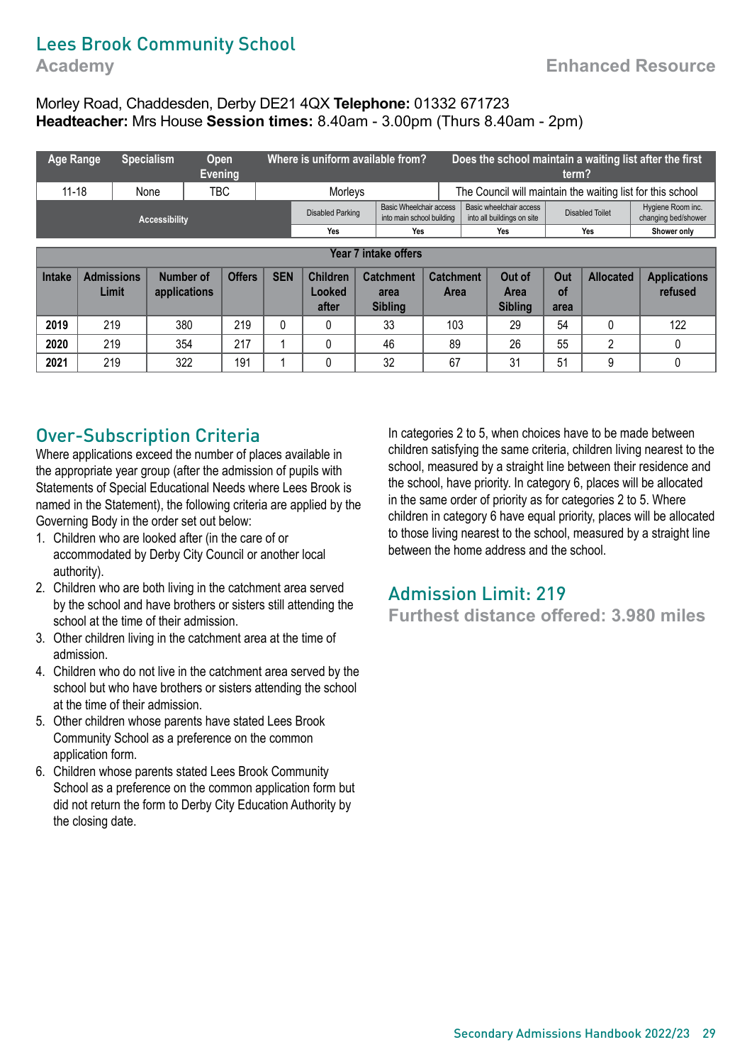# Lees Brook Community School

**Academy**

**Enhanced Resource**

Morley Road, Chaddesden, Derby DE21 4QX **Telephone:** 01332 671723
**Headteacher:** Mrs House **Session times:** 8.40am - 3.00pm (Thurs 8.40am - 2pm)

| Age Range | Specialism | Open Evening | Where is uniform available from? | Does the school maintain a waiting list after the first term? |
|---|---|---|---|---|
| 11-18 | None | TBC | Morleys | The Council will maintain the waiting list for this school |

| Accessibility | Disabled Parking | Basic Wheelchair access into main school building | Basic wheelchair access into all buildings on site | Disabled Toilet | Hygiene Room inc. changing bed/shower |
|---|---|---|---|---|---|
| | Yes | Yes | Yes | Yes | Shower only |

| Year 7 intake offers | | | | | | | | | | | |
|---|---|---|---|---|---|---|---|---|---|---|---|
| Intake | Admissions Limit | Number of applications | Offers | SEN | Children Looked after | Catchment area Sibling | Catchment Area | Out of Area Sibling | Out of area | Allocated | Applications refused |
| **2019** | 219 | 380 | 219 | 0 | 0 | 33 | 103 | 29 | 54 | 0 | 122 |
| **2020** | 219 | 354 | 217 | 1 | 0 | 46 | 89 | 26 | 55 | 2 | 0 |
| **2021** | 219 | 322 | 191 | 1 | 0 | 32 | 67 | 31 | 51 | 9 | 0 |

## Over-Subscription Criteria

Where applications exceed the number of places available in the appropriate year group (after the admission of pupils with Statements of Special Educational Needs where Lees Brook is named in the Statement), the following criteria are applied by the Governing Body in the order set out below:

1. Children who are looked after (in the care of or accommodated by Derby City Council or another local authority).
2. Children who are both living in the catchment area served by the school and have brothers or sisters still attending the school at the time of their admission.
3. Other children living in the catchment area at the time of admission.
4. Children who do not live in the catchment area served by the school but who have brothers or sisters attending the school at the time of their admission.
5. Other children whose parents have stated Lees Brook Community School as a preference on the common application form.
6. Children whose parents stated Lees Brook Community School as a preference on the common application form but did not return the form to Derby City Education Authority by the closing date.

In categories 2 to 5, when choices have to be made between children satisfying the same criteria, children living nearest to the school, measured by a straight line between their residence and the school, have priority. In category 6, places will be allocated in the same order of priority as for categories 2 to 5. Where children in category 6 have equal priority, places will be allocated to those living nearest to the school, measured by a straight line between the home address and the school.

## Admission Limit: 219

**Furthest distance offered: 3.980 miles**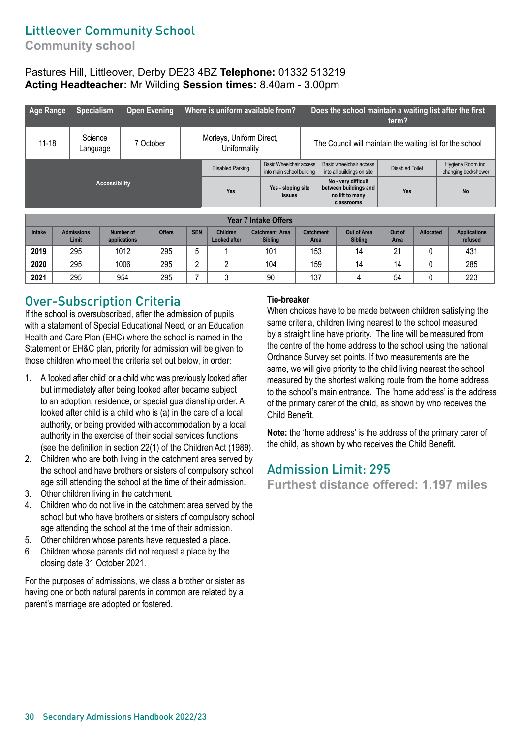# Littleover Community School

## Community school

Pastures Hill, Littleover, Derby DE23 4BZ **Telephone:** 01332 513219
**Acting Headteacher:** Mr Wilding **Session times:** 8.40am - 3.00pm

| Age Range | Specialism | Open Evening | Where is uniform available from? | Does the school maintain a waiting list after the first term? |
|---|---|---|---|---|
| 11-18 | Science Language | 7 October | Morleys, Uniform Direct, Uniformality | The Council will maintain the waiting list for the school |

| Accessibility | Disabled Parking | Basic Wheelchair access into main school building | Basic wheelchair access into all buildings on site | Disabled Toilet | Hygiene Room inc. changing bed/shower |
|---|---|---|---|---|---|
| | Yes | Yes - sloping site issues | No - very difficult between buildings and no lift to many classrooms | Yes | No |

| Year 7 Intake Offers | | | | | | | | | | | |
|---|---|---|---|---|---|---|---|---|---|---|---|
| Intake | Admissions Limit | Number of applications | Offers | SEN | Children Looked after | Catchment Area Sibling | Catchment Area | Out of Area Sibling | Out of Area | Allocated | Applications refused |
| **2019** | 295 | 1012 | 295 | 5 | 1 | 101 | 153 | 14 | 21 | 0 | 431 |
| **2020** | 295 | 1006 | 295 | 2 | 2 | 104 | 159 | 14 | 14 | 0 | 285 |
| **2021** | 295 | 954 | 295 | 7 | 3 | 90 | 137 | 4 | 54 | 0 | 223 |

## Over-Subscription Criteria

If the school is oversubscribed, after the admission of pupils with a statement of Special Educational Need, or an Education Health and Care Plan (EHC) where the school is named in the Statement or EH&C plan, priority for admission will be given to those children who meet the criteria set out below, in order:

1. A 'looked after child' or a child who was previously looked after but immediately after being looked after became subject to an adoption, residence, or special guardianship order. A looked after child is a child who is (a) in the care of a local authority, or being provided with accommodation by a local authority in the exercise of their social services functions (see the definition in section 22(1) of the Children Act (1989).
2. Children who are both living in the catchment area served by the school and have brothers or sisters of compulsory school age still attending the school at the time of their admission.
3. Other children living in the catchment.
4. Children who do not live in the catchment area served by the school but who have brothers or sisters of compulsory school age attending the school at the time of their admission.
5. Other children whose parents have requested a place.
6. Children whose parents did not request a place by the closing date 31 October 2021.

For the purposes of admissions, we class a brother or sister as having one or both natural parents in common are related by a parent's marriage are adopted or fostered.

**Tie-breaker**

When choices have to be made between children satisfying the same criteria, children living nearest to the school measured by a straight line have priority. The line will be measured from the centre of the home address to the school using the national Ordnance Survey set points. If two measurements are the same, we will give priority to the child living nearest the school measured by the shortest walking route from the home address to the school's main entrance. The 'home address' is the address of the primary carer of the child, as shown by who receives the Child Benefit.

**Note:** the 'home address' is the address of the primary carer of the child, as shown by who receives the Child Benefit.

## Admission Limit: 295

### Furthest distance offered: 1.197 miles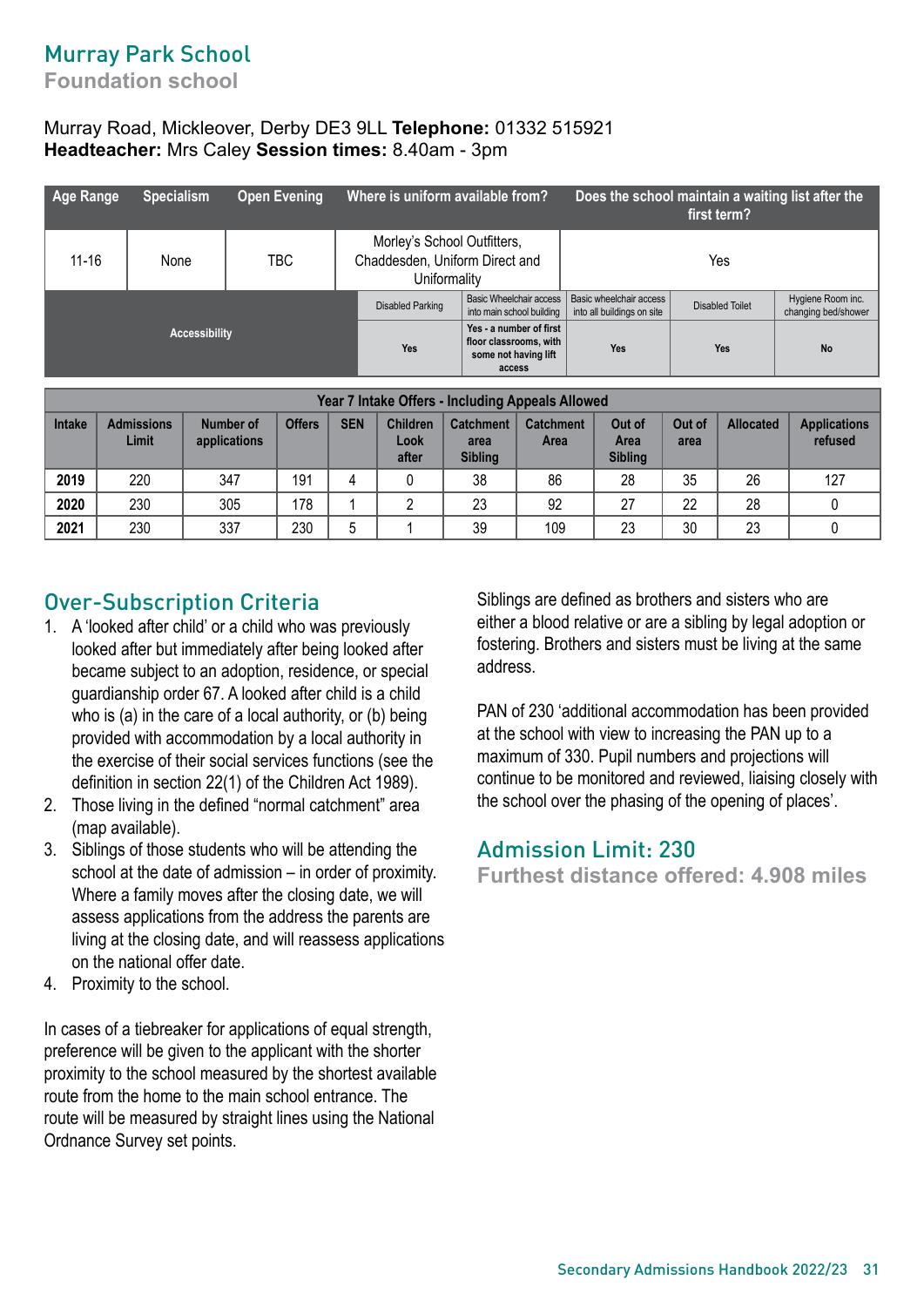# Murray Park School

**Foundation school**

Murray Road, Mickleover, Derby DE3 9LL **Telephone:** 01332 515921
**Headteacher:** Mrs Caley **Session times:** 8.40am - 3pm

| Age Range | Specialism | Open Evening | Where is uniform available from? | Does the school maintain a waiting list after the first term? |
|---|---|---|---|---|
| 11-16 | None | TBC | Morley's School Outfitters, Chaddesden, Uniform Direct and Uniformality | Yes |

| Accessibility | Disabled Parking | Basic Wheelchair access into main school building | Basic wheelchair access into all buildings on site | Disabled Toilet | Hygiene Room inc. changing bed/shower |
|---|---|---|---|---|---|
| | Yes | Yes - a number of first floor classrooms, with some not having lift access | Yes | Yes | No |

| Year 7 Intake Offers - Including Appeals Allowed | | | | | | | | | | | |
|---|---|---|---|---|---|---|---|---|---|---|---|
| Intake | Admissions Limit | Number of applications | Offers | SEN | Children Look after | Catchment area Sibling | Catchment Area | Out of Area Sibling | Out of area | Allocated | Applications refused |
| 2019 | 220 | 347 | 191 | 4 | 0 | 38 | 86 | 28 | 35 | 26 | 127 |
| 2020 | 230 | 305 | 178 | 1 | 2 | 23 | 92 | 27 | 22 | 28 | 0 |
| 2021 | 230 | 337 | 230 | 5 | 1 | 39 | 109 | 23 | 30 | 23 | 0 |

## Over-Subscription Criteria

1. A 'looked after child' or a child who was previously looked after but immediately after being looked after became subject to an adoption, residence, or special guardianship order 67. A looked after child is a child who is (a) in the care of a local authority, or (b) being provided with accommodation by a local authority in the exercise of their social services functions (see the definition in section 22(1) of the Children Act 1989).
2. Those living in the defined "normal catchment" area (map available).
3. Siblings of those students who will be attending the school at the date of admission – in order of proximity. Where a family moves after the closing date, we will assess applications from the address the parents are living at the closing date, and will reassess applications on the national offer date.
4. Proximity to the school.

In cases of a tiebreaker for applications of equal strength, preference will be given to the applicant with the shorter proximity to the school measured by the shortest available route from the home to the main school entrance. The route will be measured by straight lines using the National Ordnance Survey set points.

Siblings are defined as brothers and sisters who are either a blood relative or are a sibling by legal adoption or fostering. Brothers and sisters must be living at the same address.

PAN of 230 'additional accommodation has been provided at the school with view to increasing the PAN up to a maximum of 330. Pupil numbers and projections will continue to be monitored and reviewed, liaising closely with the school over the phasing of the opening of places'.

## Admission Limit: 230

**Furthest distance offered: 4.908 miles**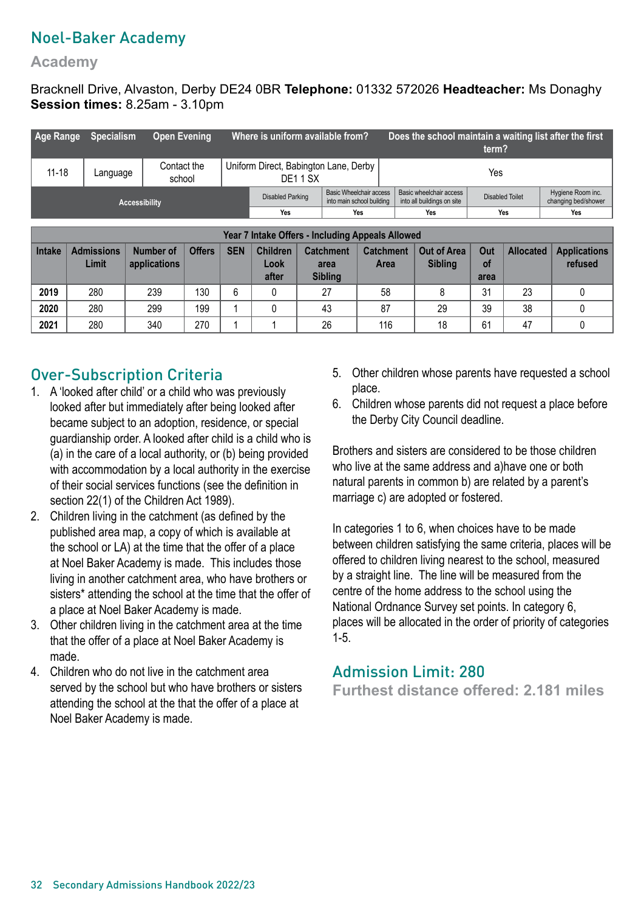# Noel-Baker Academy

## Academy

Bracknell Drive, Alvaston, Derby DE24 0BR **Telephone:** 01332 572026 **Headteacher:** Ms Donaghy
**Session times:** 8.25am - 3.10pm

| Age Range | Specialism | Open Evening | Where is uniform available from? | Does the school maintain a waiting list after the first term? |
|---|---|---|---|---|
| 11-18 | Language | Contact the school | Uniform Direct, Babington Lane, Derby DE1 1 SX | Yes |

| Accessibility | Disabled Parking | Basic Wheelchair access into main school building | Basic wheelchair access into all buildings on site | Disabled Toilet | Hygiene Room inc. changing bed/shower |
|---|---|---|---|---|---|
| | Yes | Yes | Yes | Yes | Yes |

| Year 7 Intake Offers - Including Appeals Allowed | | | | | | | | | | | |
|---|---|---|---|---|---|---|---|---|---|---|---|
| Intake | Admissions Limit | Number of applications | Offers | SEN | Children Look after | Catchment area Sibling | Catchment Area | Out of Area Sibling | Out of area | Allocated | Applications refused |
| 2019 | 280 | 239 | 130 | 6 | 0 | 27 | 58 | 8 | 31 | 23 | 0 |
| 2020 | 280 | 299 | 199 | 1 | 0 | 43 | 87 | 29 | 39 | 38 | 0 |
| 2021 | 280 | 340 | 270 | 1 | 1 | 26 | 116 | 18 | 61 | 47 | 0 |

## Over-Subscription Criteria

1. A 'looked after child' or a child who was previously looked after but immediately after being looked after became subject to an adoption, residence, or special guardianship order. A looked after child is a child who is (a) in the care of a local authority, or (b) being provided with accommodation by a local authority in the exercise of their social services functions (see the definition in section 22(1) of the Children Act 1989).
2. Children living in the catchment (as defined by the published area map, a copy of which is available at the school or LA) at the time that the offer of a place at Noel Baker Academy is made. This includes those living in another catchment area, who have brothers or sisters* attending the school at the time that the offer of a place at Noel Baker Academy is made.
3. Other children living in the catchment area at the time that the offer of a place at Noel Baker Academy is made.
4. Children who do not live in the catchment area served by the school but who have brothers or sisters attending the school at the that the offer of a place at Noel Baker Academy is made.
5. Other children whose parents have requested a school place.
6. Children whose parents did not request a place before the Derby City Council deadline.

Brothers and sisters are considered to be those children who live at the same address and a)have one or both natural parents in common b) are related by a parent's marriage c) are adopted or fostered.

In categories 1 to 6, when choices have to be made between children satisfying the same criteria, places will be offered to children living nearest to the school, measured by a straight line. The line will be measured from the centre of the home address to the school using the National Ordnance Survey set points. In category 6, places will be allocated in the order of priority of categories 1-5.

## Admission Limit: 280

### Furthest distance offered: 2.181 miles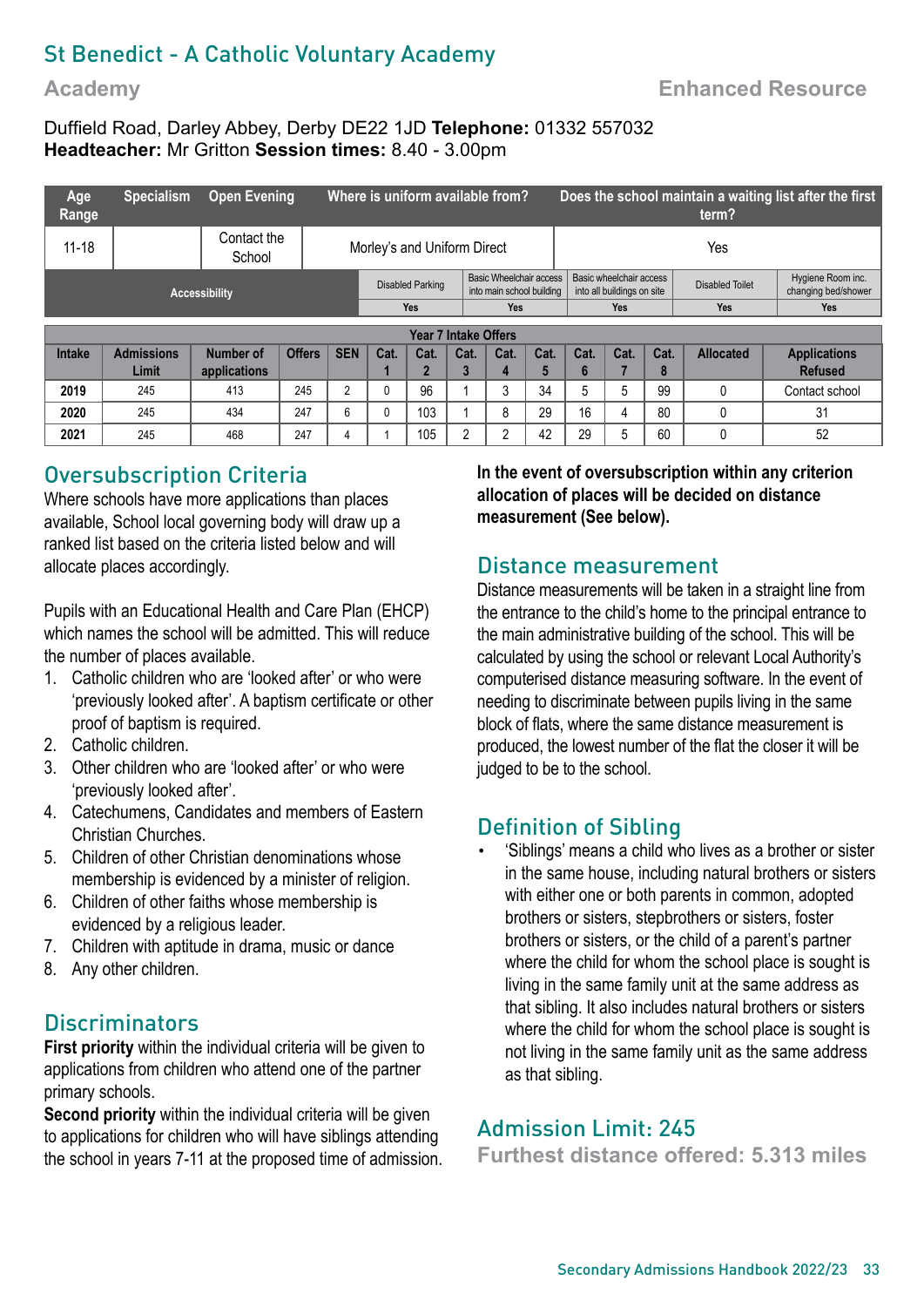# St Benedict - A Catholic Voluntary Academy

**Academy** **Enhanced Resource**

Duffield Road, Darley Abbey, Derby DE22 1JD **Telephone:** 01332 557032
**Headteacher:** Mr Gritton **Session times:** 8.40 - 3.00pm

| Age Range | Specialism | Open Evening | Where is uniform available from? | Does the school maintain a waiting list after the first term? |
|---|---|---|---|---|
| 11-18 | | Contact the School | Morley's and Uniform Direct | Yes |

| Accessibility | Disabled Parking | Basic Wheelchair access into main school building | Basic wheelchair access into all buildings on site | Disabled Toilet | Hygiene Room inc. changing bed/shower |
|---|---|---|---|---|---|
| | Yes | Yes | Yes | Yes | Yes |

| Year 7 Intake Offers | | | | | | | | | | | | | | |
|---|---|---|---|---|---|---|---|---|---|---|---|---|---|---|
| Intake | Admissions Limit | Number of applications | Offers | SEN | Cat. 1 | Cat. 2 | Cat. 3 | Cat. 4 | Cat. 5 | Cat. 6 | Cat. 7 | Cat. 8 | Allocated | Applications Refused |
| **2019** | 245 | 413 | 245 | 2 | 0 | 96 | 1 | 3 | 34 | 5 | 5 | 99 | 0 | Contact school |
| **2020** | 245 | 434 | 247 | 6 | 0 | 103 | 1 | 8 | 29 | 16 | 4 | 80 | 0 | 31 |
| **2021** | 245 | 468 | 247 | 4 | 1 | 105 | 2 | 2 | 42 | 29 | 5 | 60 | 0 | 52 |

## Oversubscription Criteria

Where schools have more applications than places available, School local governing body will draw up a ranked list based on the criteria listed below and will allocate places accordingly.

Pupils with an Educational Health and Care Plan (EHCP) which names the school will be admitted. This will reduce the number of places available.

1. Catholic children who are 'looked after' or who were 'previously looked after'. A baptism certificate or other proof of baptism is required.
2. Catholic children.
3. Other children who are 'looked after' or who were 'previously looked after'.
4. Catechumens, Candidates and members of Eastern Christian Churches.
5. Children of other Christian denominations whose membership is evidenced by a minister of religion.
6. Children of other faiths whose membership is evidenced by a religious leader.
7. Children with aptitude in drama, music or dance
8. Any other children.

## Discriminators

**First priority** within the individual criteria will be given to applications from children who attend one of the partner primary schools.

**Second priority** within the individual criteria will be given to applications for children who will have siblings attending the school in years 7-11 at the proposed time of admission.

**In the event of oversubscription within any criterion allocation of places will be decided on distance measurement (See below).**

## Distance measurement

Distance measurements will be taken in a straight line from the entrance to the child's home to the principal entrance to the main administrative building of the school. This will be calculated by using the school or relevant Local Authority's computerised distance measuring software. In the event of needing to discriminate between pupils living in the same block of flats, where the same distance measurement is produced, the lowest number of the flat the closer it will be judged to be to the school.

## Definition of Sibling

- 'Siblings' means a child who lives as a brother or sister in the same house, including natural brothers or sisters with either one or both parents in common, adopted brothers or sisters, stepbrothers or sisters, foster brothers or sisters, or the child of a parent's partner where the child for whom the school place is sought is living in the same family unit at the same address as that sibling. It also includes natural brothers or sisters where the child for whom the school place is sought is not living in the same family unit as the same address as that sibling.

## Admission Limit: 245

**Furthest distance offered: 5.313 miles**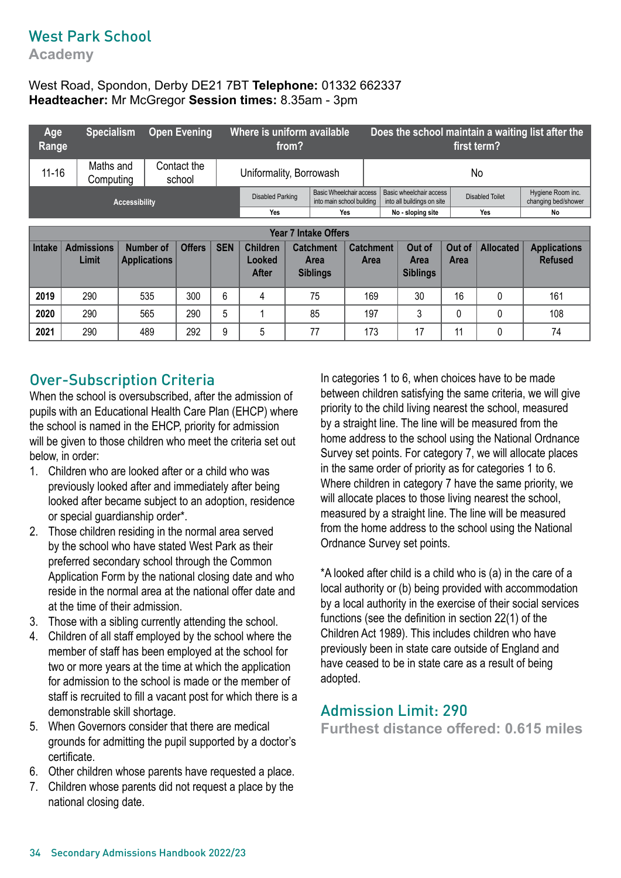# West Park School

## Academy

West Road, Spondon, Derby DE21 7BT **Telephone:** 01332 662337
**Headteacher:** Mr McGregor **Session times:** 8.35am - 3pm

| Age Range | Specialism | Open Evening | Where is uniform available from? | Does the school maintain a waiting list after the first term? |
|---|---|---|---|---|
| 11-16 | Maths and Computing | Contact the school | Uniformality, Borrowash | No |

| Accessibility | Disabled Parking | Basic Wheelchair access into main school building | Basic wheelchair access into all buildings on site | Disabled Toilet | Hygiene Room inc. changing bed/shower |
|---|---|---|---|---|---|
| | Yes | Yes | No - sloping site | Yes | No |

| Year 7 Intake Offers | | | | | | | | | | | |
|---|---|---|---|---|---|---|---|---|---|---|---|
| Intake | Admissions Limit | Number of Applications | Offers | SEN | Children Looked After | Catchment Area Siblings | Catchment Area | Out of Area Siblings | Out of Area | Allocated | Applications Refused |
| 2019 | 290 | 535 | 300 | 6 | 4 | 75 | 169 | 30 | 16 | 0 | 161 |
| 2020 | 290 | 565 | 290 | 5 | 1 | 85 | 197 | 3 | 0 | 0 | 108 |
| 2021 | 290 | 489 | 292 | 9 | 5 | 77 | 173 | 17 | 11 | 0 | 74 |

## Over-Subscription Criteria

When the school is oversubscribed, after the admission of pupils with an Educational Health Care Plan (EHCP) where the school is named in the EHCP, priority for admission will be given to those children who meet the criteria set out below, in order:

1. Children who are looked after or a child who was previously looked after and immediately after being looked after became subject to an adoption, residence or special guardianship order*.
2. Those children residing in the normal area served by the school who have stated West Park as their preferred secondary school through the Common Application Form by the national closing date and who reside in the normal area at the national offer date and at the time of their admission.
3. Those with a sibling currently attending the school.
4. Children of all staff employed by the school where the member of staff has been employed at the school for two or more years at the time at which the application for admission to the school is made or the member of staff is recruited to fill a vacant post for which there is a demonstrable skill shortage.
5. When Governors consider that there are medical grounds for admitting the pupil supported by a doctor's certificate.
6. Other children whose parents have requested a place.
7. Children whose parents did not request a place by the national closing date.

In categories 1 to 6, when choices have to be made between children satisfying the same criteria, we will give priority to the child living nearest the school, measured by a straight line. The line will be measured from the home address to the school using the National Ordnance Survey set points. For category 7, we will allocate places in the same order of priority as for categories 1 to 6. Where children in category 7 have the same priority, we will allocate places to those living nearest the school, measured by a straight line. The line will be measured from the home address to the school using the National Ordnance Survey set points.

*A looked after child is a child who is (a) in the care of a local authority or (b) being provided with accommodation by a local authority in the exercise of their social services functions (see the definition in section 22(1) of the Children Act 1989). This includes children who have previously been in state care outside of England and have ceased to be in state care as a result of being adopted.

## Admission Limit: 290

**Furthest distance offered: 0.615 miles**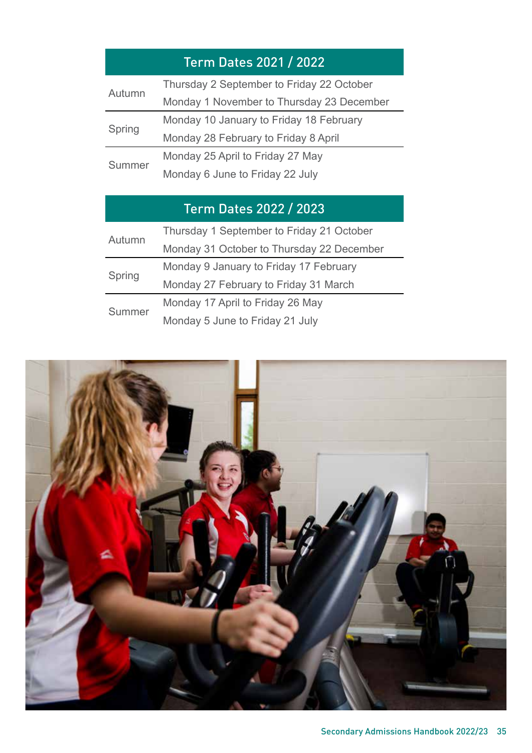## Term Dates 2021 / 2022

| Term | Dates |
|---|---|
| Autumn | Thursday 2 September to Friday 22 October |
| | Monday 1 November to Thursday 23 December |
| Spring | Monday 10 January to Friday 18 February |
| | Monday 28 February to Friday 8 April |
| Summer | Monday 25 April to Friday 27 May |
| | Monday 6 June to Friday 22 July |

## Term Dates 2022 / 2023

| Term | Dates |
|---|---|
| Autumn | Thursday 1 September to Friday 21 October |
| | Monday 31 October to Thursday 22 December |
| Spring | Monday 9 January to Friday 17 February |
| | Monday 27 February to Friday 31 March |
| Summer | Monday 17 April to Friday 26 May |
| | Monday 5 June to Friday 21 July |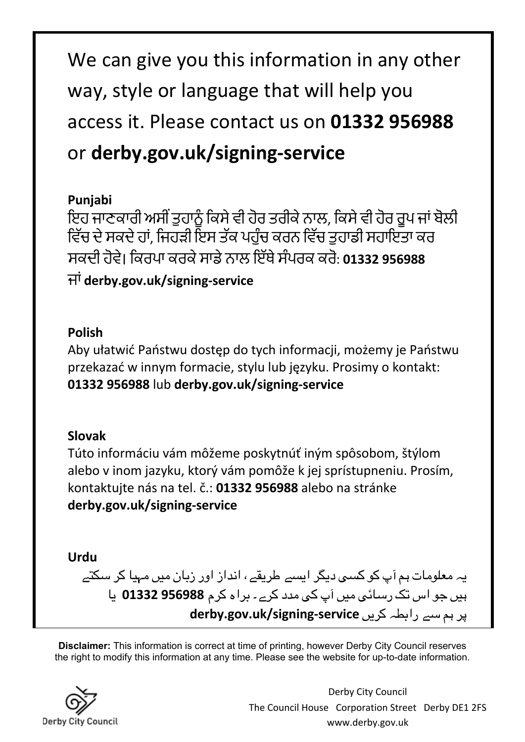We can give you this information in any other way, style or language that will help you access it. Please contact us on **01332 956988** or **derby.gov.uk/signing-service**

**Punjabi**

ਇਹ ਜਾਣਕਾਰੀ ਅਸੀਂ ਤੁਹਾਨੂੰ ਕਿਸੇ ਵੀ ਹੋਰ ਤਰੀਕੇ ਨਾਲ, ਕਿਸੇ ਵੀ ਹੋਰ ਰੂਪ ਜਾਂ ਬੋਲੀ ਵਿੱਚ ਦੇ ਸਕਦੇ ਹਾਂ, ਜਿਹੜੀ ਇਸ ਤੱਕ ਪਹੁੰਚ ਕਰਨ ਵਿੱਚ ਤੁਹਾਡੀ ਸਹਾਇਤਾ ਕਰ ਸਕਦੀ ਹੋਵੇ। ਕਿਰਪਾ ਕਰਕੇ ਸਾਡੇ ਨਾਲ ਇੱਥੇ ਸੰਪਰਕ ਕਰੋ: **01332 956988** ਜਾਂ **derby.gov.uk/signing-service**

**Polish**

Aby ułatwić Państwu dostęp do tych informacji, możemy je Państwu przekazać w innym formacie, stylu lub języku. Prosimy o kontakt: **01332 956988** lub **derby.gov.uk/signing-service**

**Slovak**

Túto informáciu vám môžeme poskytnúť iným spôsobom, štýlom alebo v inom jazyku, ktorý vám pomôže k jej sprístupneniu. Prosím, kontaktujte nás na tel. č.: **01332 956988** alebo na stránke **derby.gov.uk/signing-service**

**Urdu**

یہ معلومات ہم آپ کو کسی دیگر ایسے طریقے، انداز اور زبان میں مہیا کر سکتے ہیں جو اس تک رسائی میں آپ کی مدد کرے۔ براہ کرم **01332 956988** یا **derby.gov.uk/signing-service** پر ہم سے رابطہ کریں

**Disclaimer:** This information is correct at time of printing, however Derby City Council reserves the right to modify this information at any time. Please see the website for up-to-date information.

Derby City Council

Derby City Council
The Council House Corporation Street Derby DE1 2FS
www.derby.gov.uk